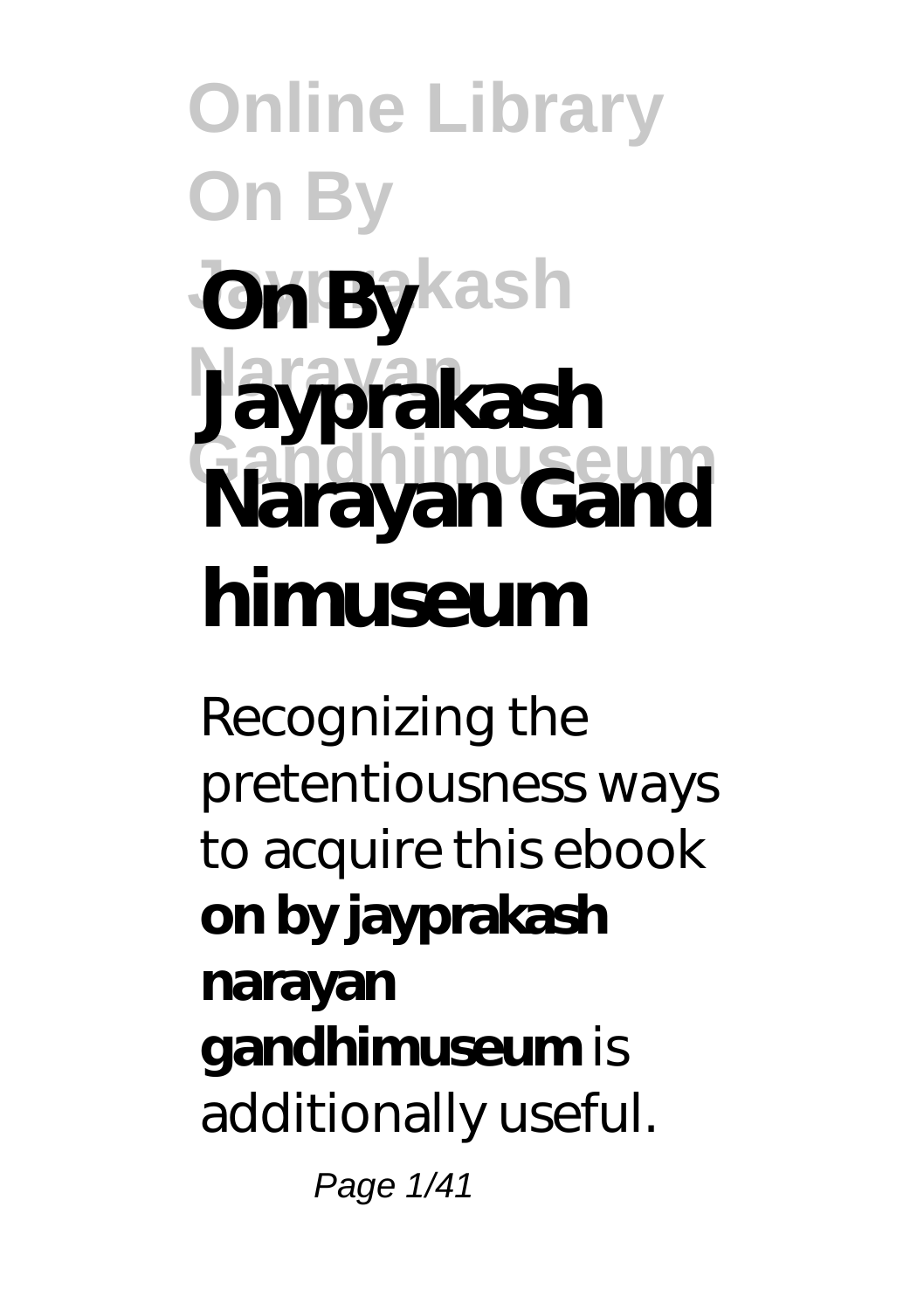# On By Jayprakash Narayan Gandhimuseum

Recognizing the pretentiousness ways to acquire this ebook **on by jayprakash narayan gandhimuseum** is additionally useful.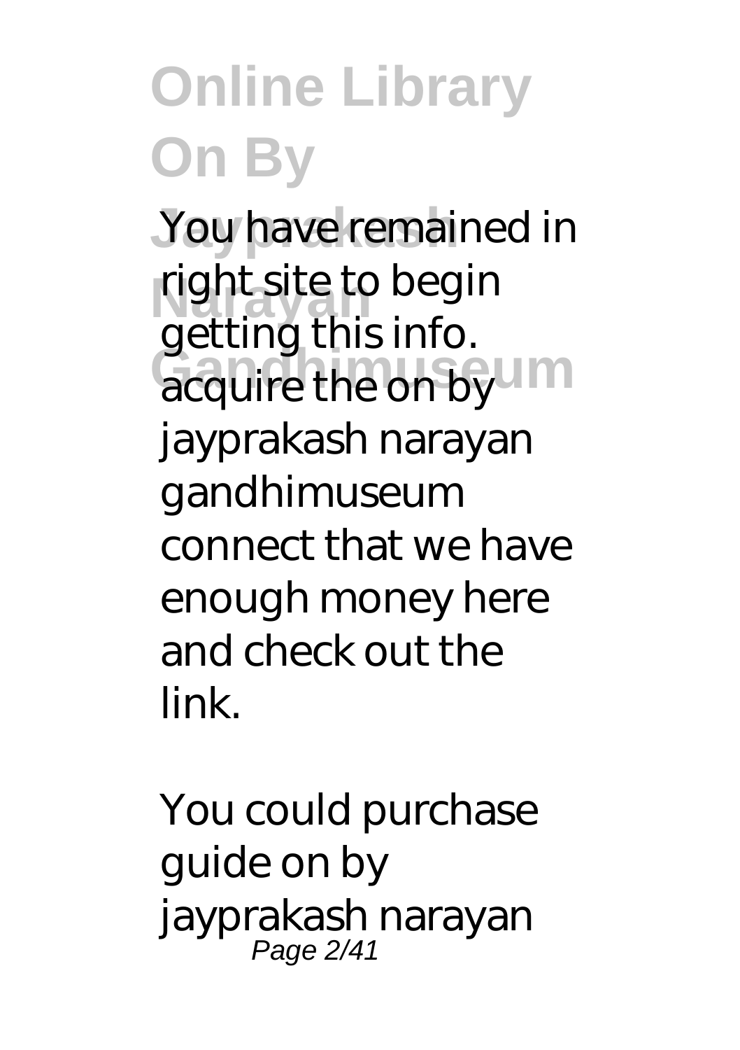You have remained in right site to begin getting this info. acquire the on by jayprakash narayan gandhimuseum connect that we have enough money here and check out the link.

You could purchase guide on by jayprakash narayan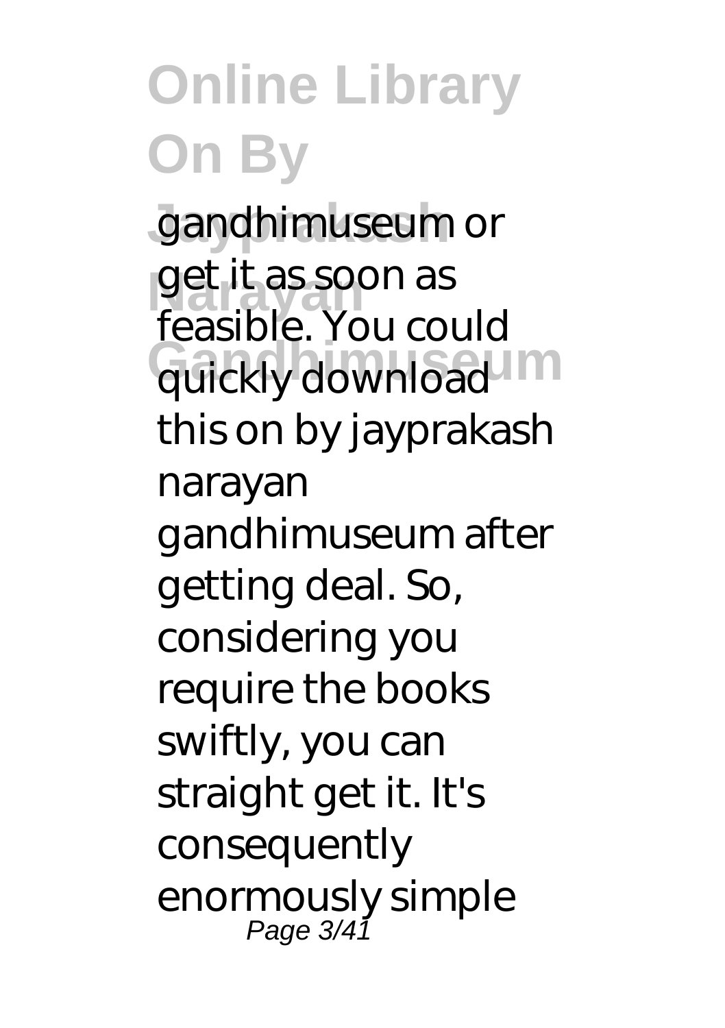gandhimuseum or get it as soon as feasible. You could quickly download this on by jayprakash narayan gandhimuseum after getting deal. So, considering you require the books swiftly, you can straight get it. It's consequently enormously simple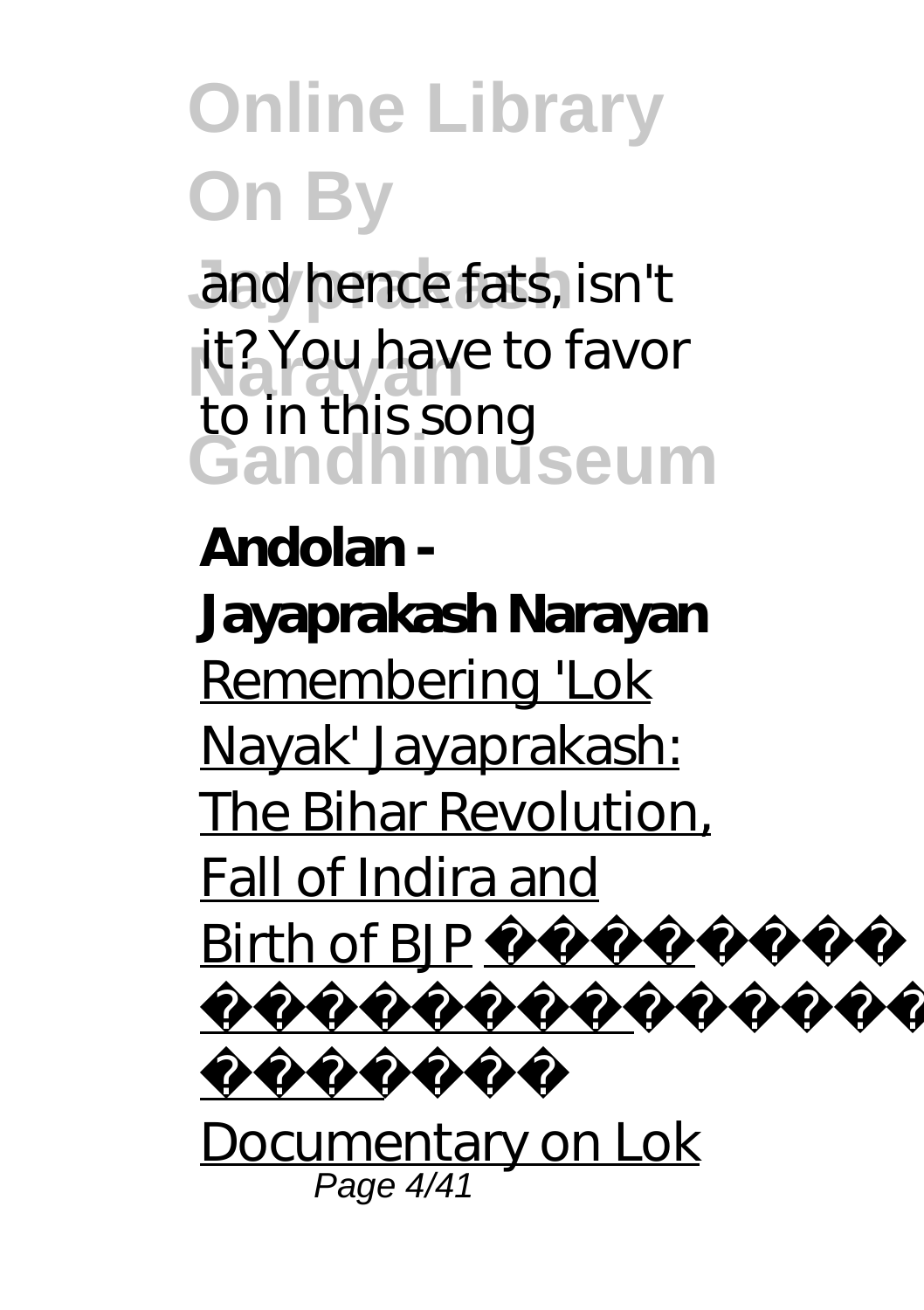and hence fats, isn't it? You have to favor to in this song

**Andolan - Jayaprakash Narayan**

Remembering 'Lok Nayak' Jayaprakash: The Bihar Revolution, Fall of Indira and Birth of BJP

Documentary on Lok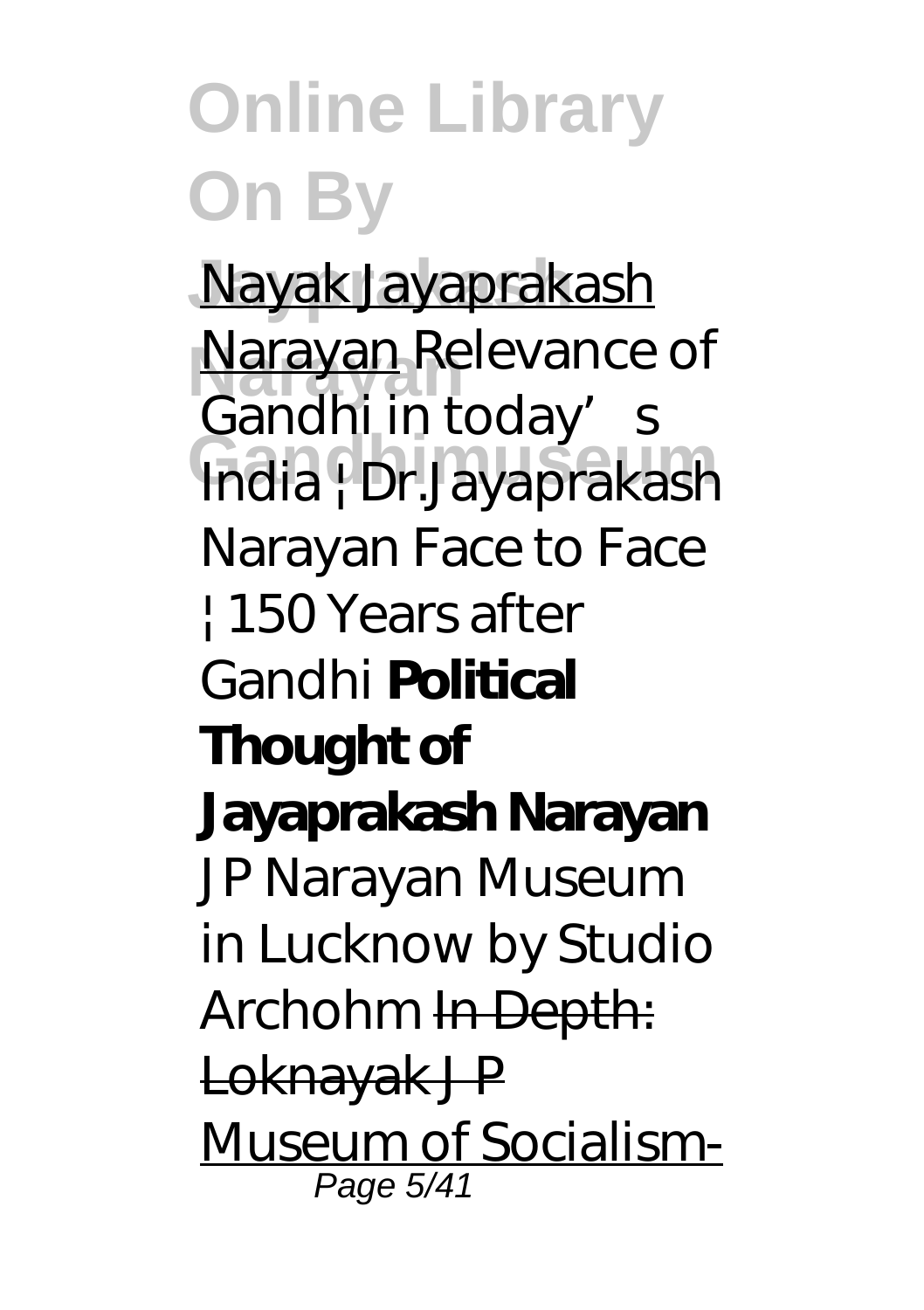Nayak Jayaprakash Narayan *Relevance of Gandhi in today's India | Dr.Jayaprakash Narayan Face to Face | 150 Years after Gandhi* **Political Thought of Jayaprakash Narayan** *JP Narayan Museum in Lucknow by Studio Archohm* In Depth: Loknayak J P Museum of Socialism-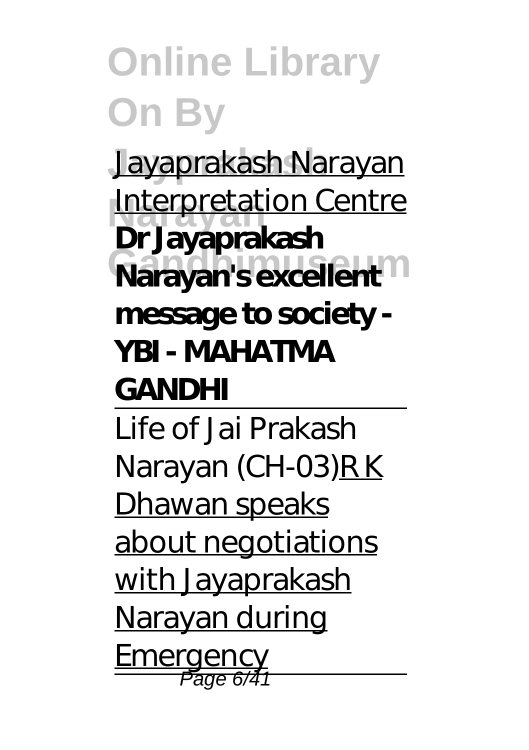Jayaprakash Narayan Interpretation Centre **Dr Jayaprakash Narayan's excellent message to society - YBI - MAHATMA GANDHI**

Life of Jai Prakash Narayan (CH-03) R K Dhawan speaks about negotiations with Jayaprakash Narayan during Emergency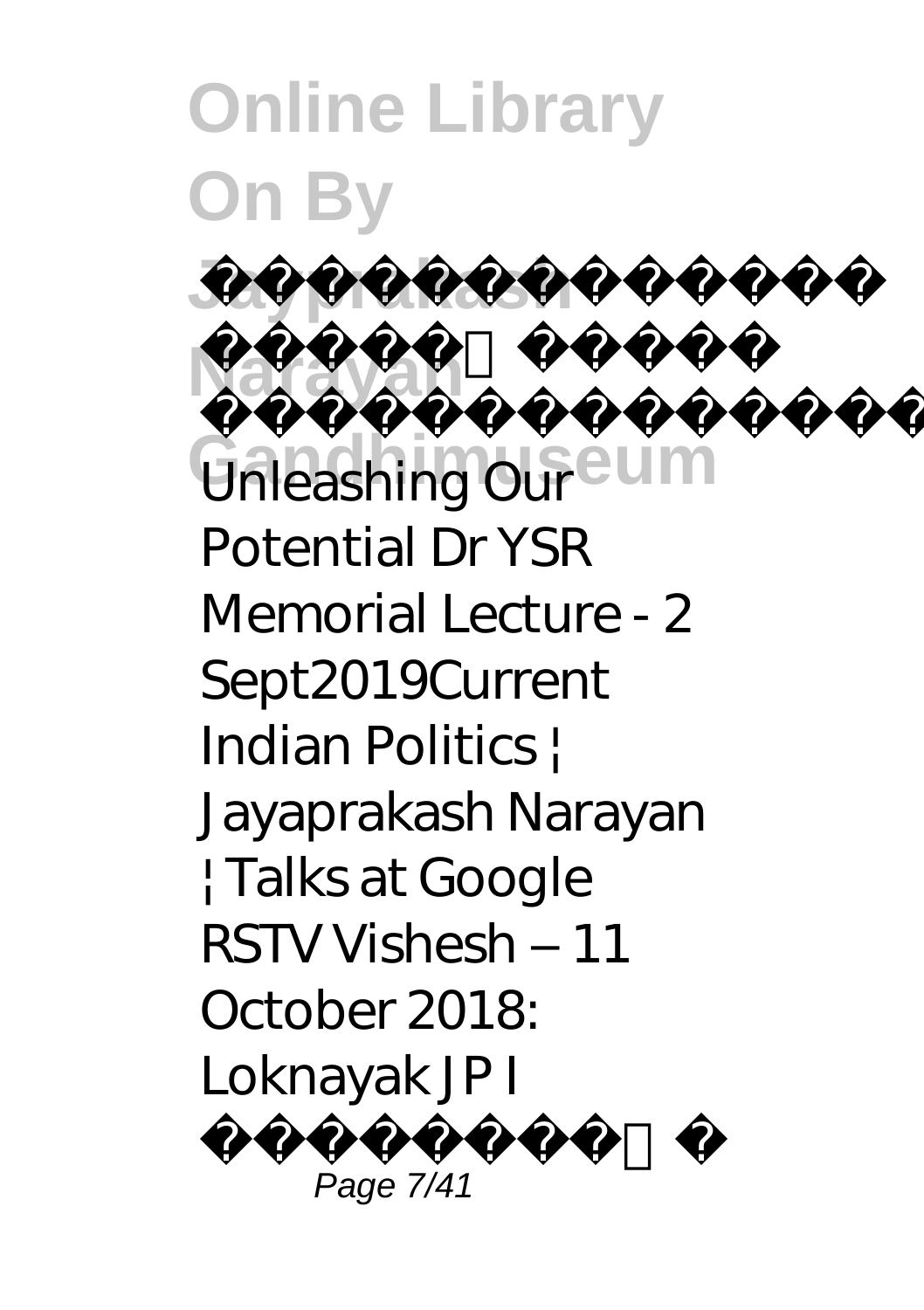*Unleashing Our Potential Dr YSR Memorial Lecture - 2 Sept2019Current Indian Politics | Jayaprakash Narayan | Talks at Google RSTV Vishesh – 11 October 2018: Loknayak JP I*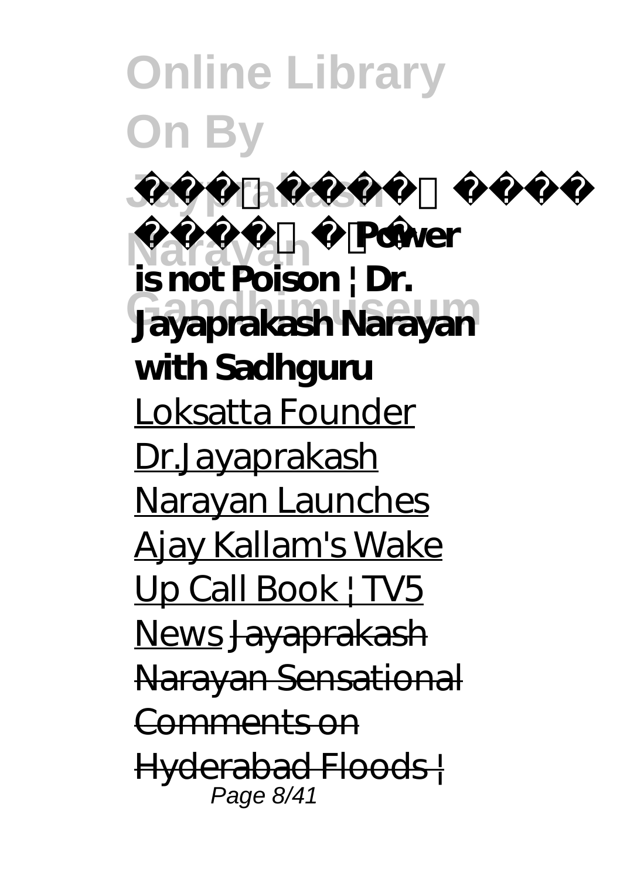***Power is not Poison | Dr. Jayaprakash Narayan with Sadhguru*** Loksatta Founder Dr.Jayaprakash Narayan Launches Ajay Kallam's Wake Up Call Book | TV5 News ~~Jayaprakash Narayan Sensational Comments on Hyderabad Floods |~~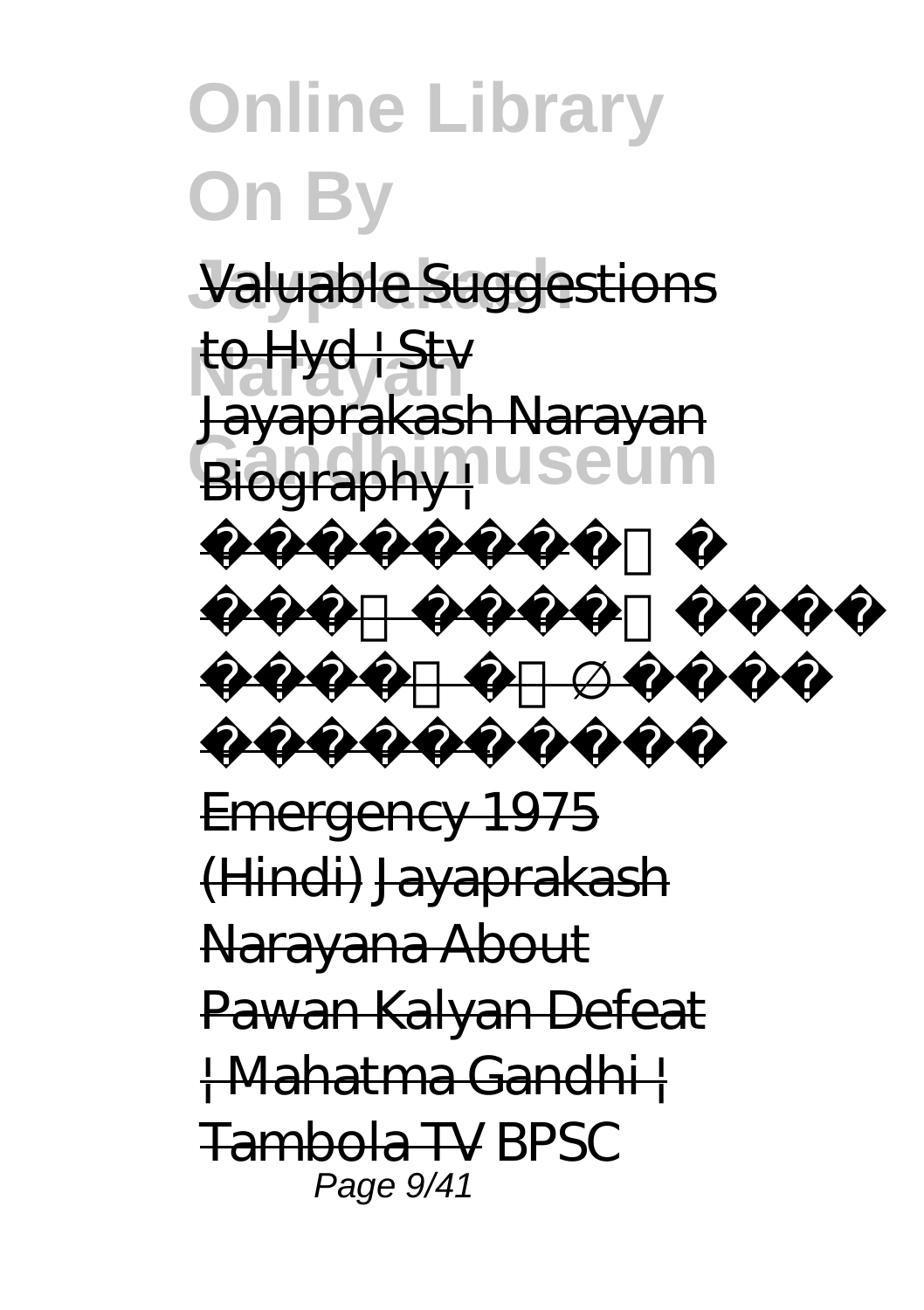Valuable Suggestions to Hyd | Stv Jayaprakash Narayan Biography |

Emergency 1975 (Hindi) Jayaprakash Narayana About Pawan Kalyan Defeat | Mahatma Gandhi | Tambola TV *BPSC*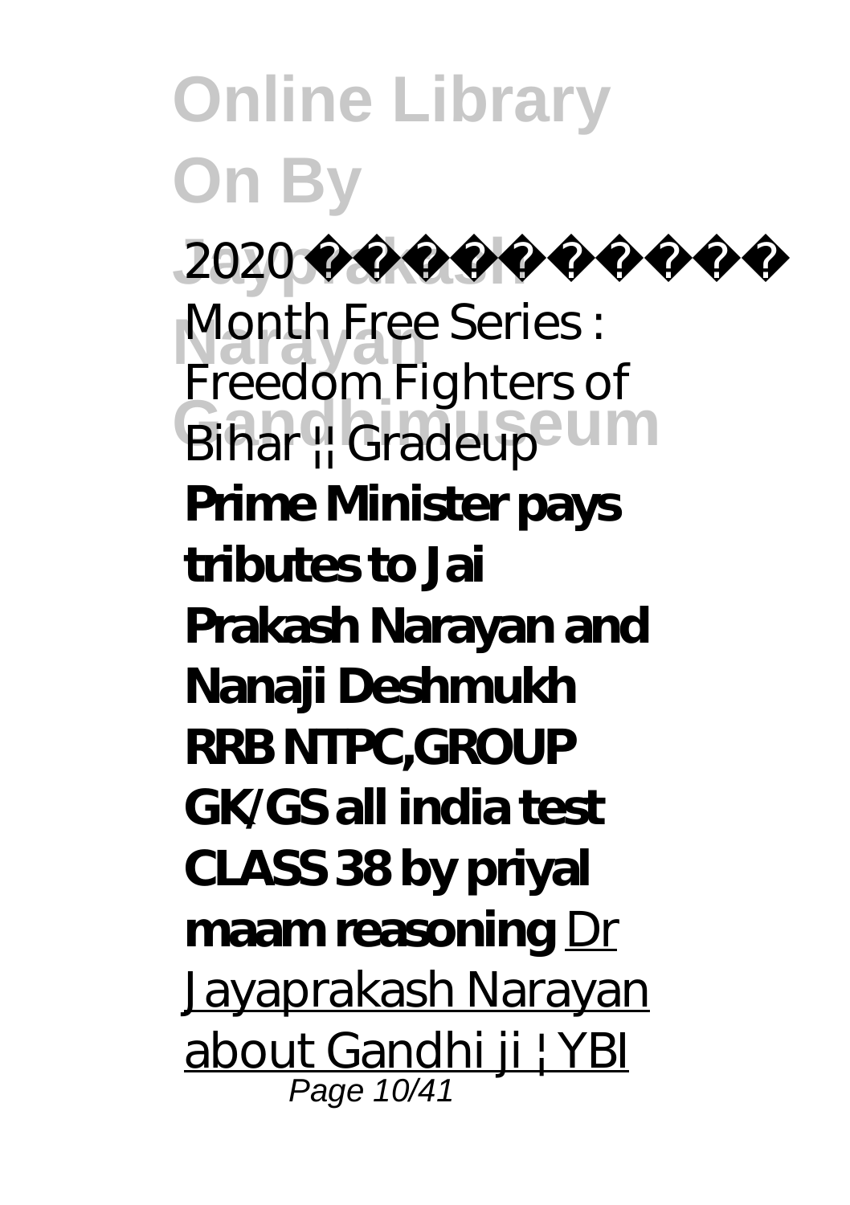*2020 ████ Month Free Series : Freedom Fighters of Bihar || Gradeup*

**Prime Minister pays tributes to Jai Prakash Narayan and Nanaji Deshmukh**

**RRB NTPC,GROUP GK/GS all india test CLASS 38 by priyal maam reasoning** Dr Jayaprakash Narayan about Gandhi ji | YBl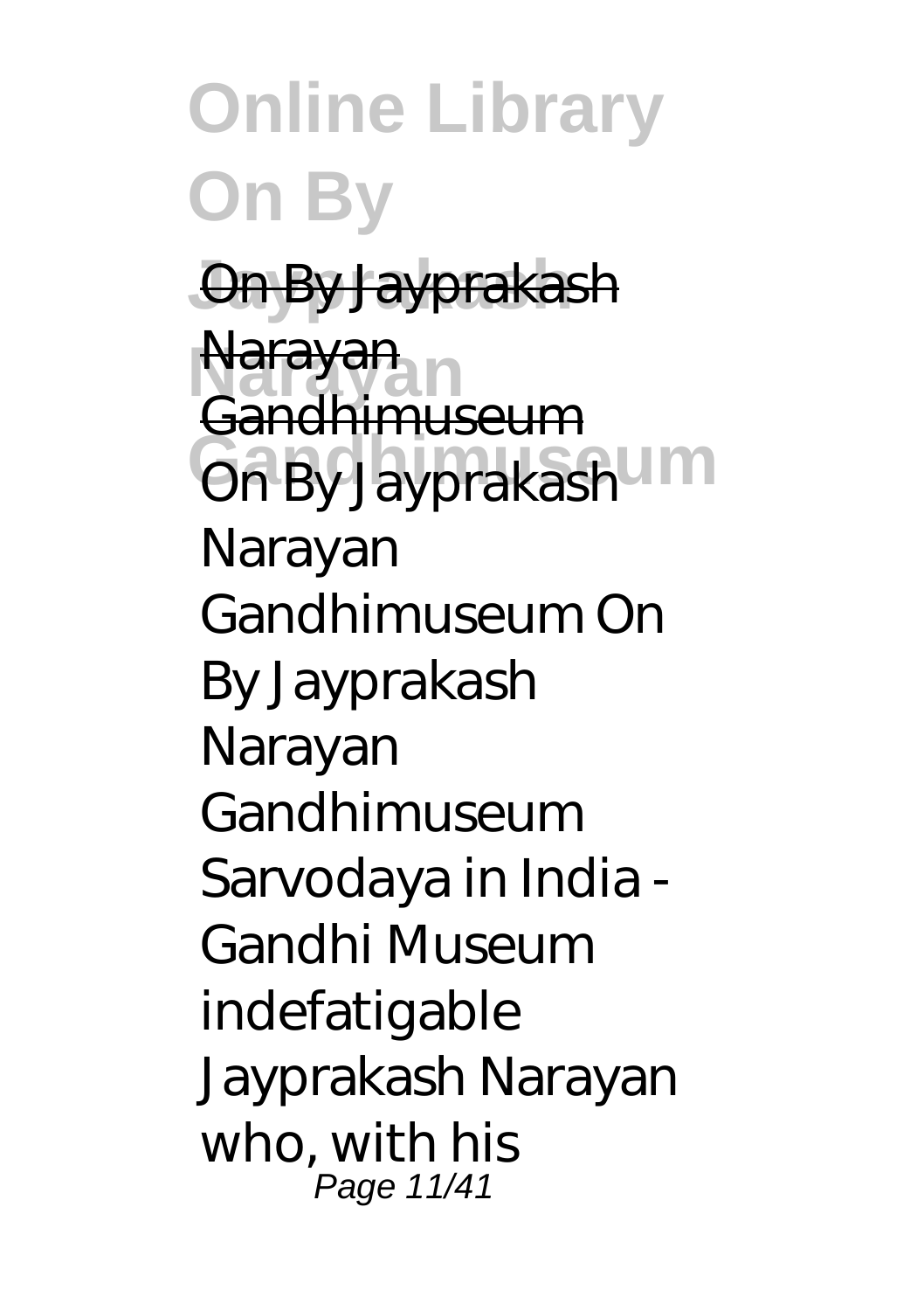On By Jayprakash Narayan Gandhimuseum

*On By Jayprakash Narayan Gandhimuseum On By Jayprakash Narayan Gandhimuseum* Sarvodaya in India - Gandhi Museum indefatigable Jayprakash Narayan who, with his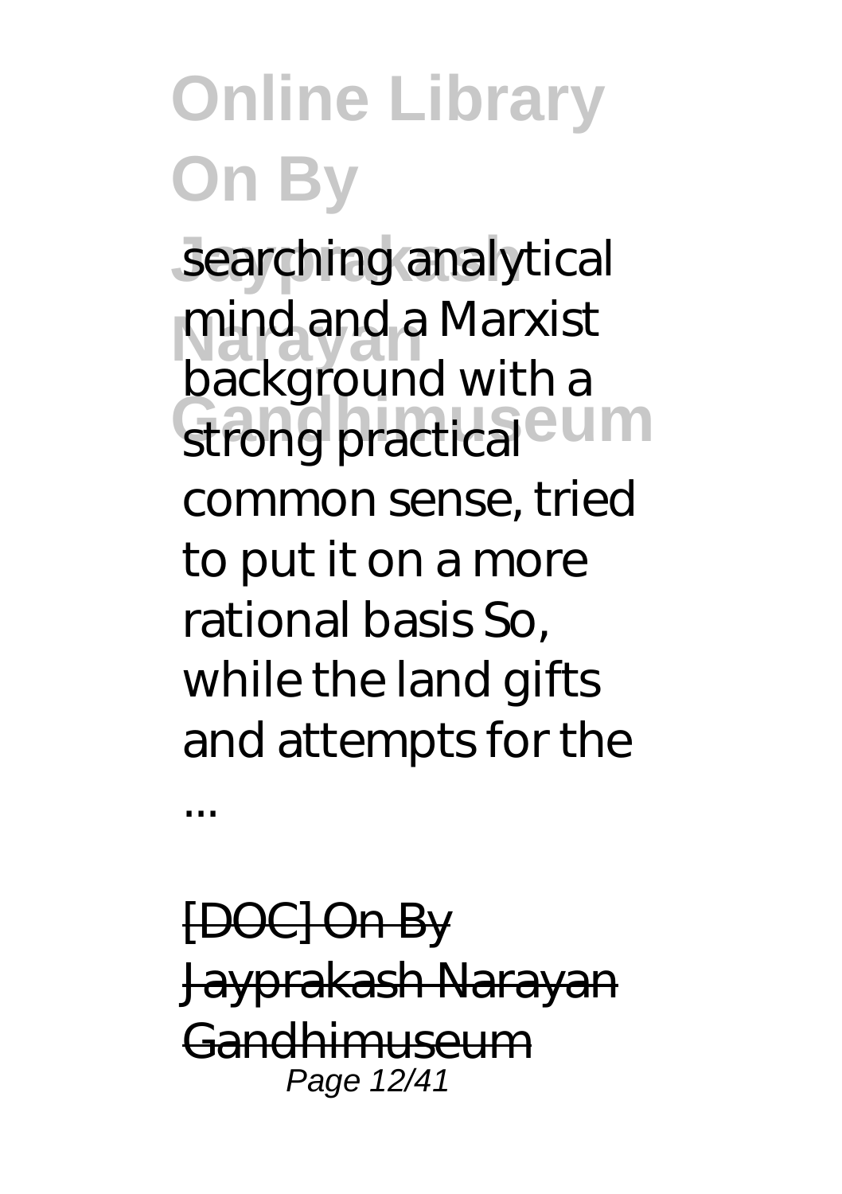searching analytical mind and a Marxist background with a strong practical common sense, tried to put it on a more rational basis So, while the land gifts and attempts for the ...

[DOC] On By Jayprakash Narayan Gandhimuseum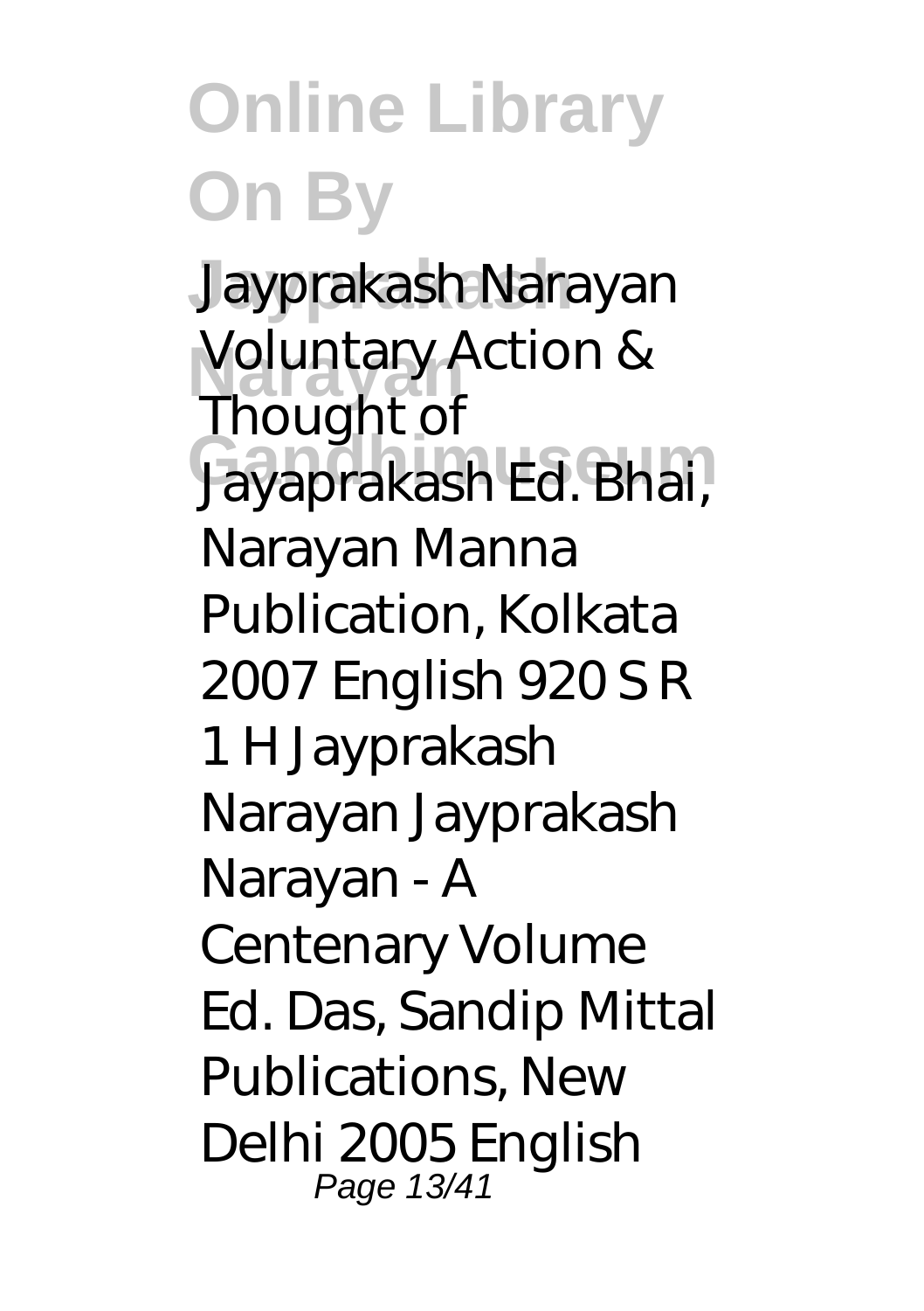Jayprakash Narayan Voluntary Action & Thought of Jayaprakash Ed. Bhai, Narayan Manna Publication, Kolkata 2007 English 920 S R 1 H Jayprakash Narayan Jayprakash Narayan - A Centenary Volume Ed. Das, Sandip Mittal Publications, New Delhi 2005 English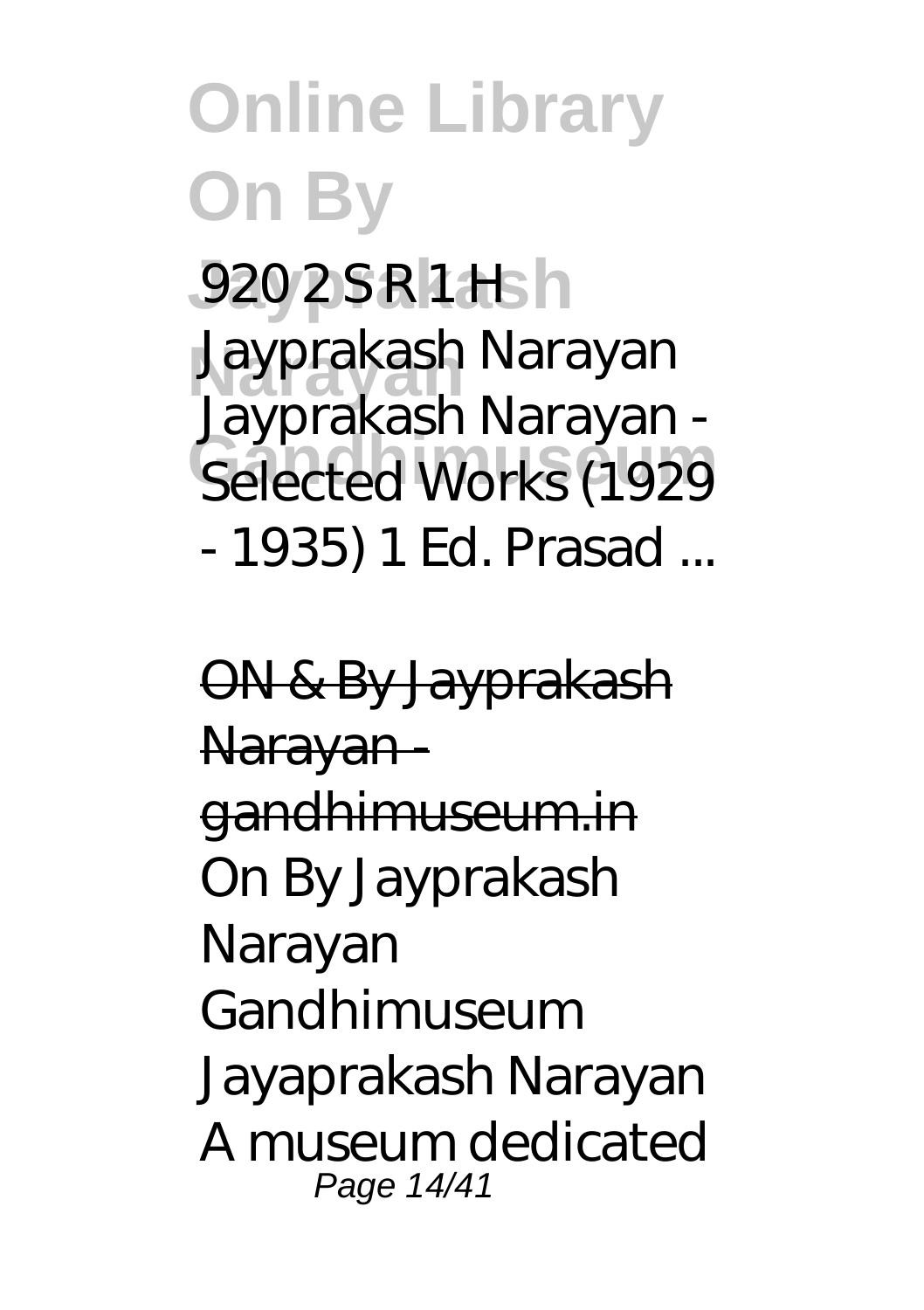920 2 S R 1 H Jayprakash Narayan Jayprakash Narayan - Selected Works (1929 - 1935) 1 Ed. Prasad ...

ON & By Jayprakash Narayan - gandhimuseum.in

On By Jayprakash Narayan Gandhimuseum Jayaprakash Narayan A museum dedicated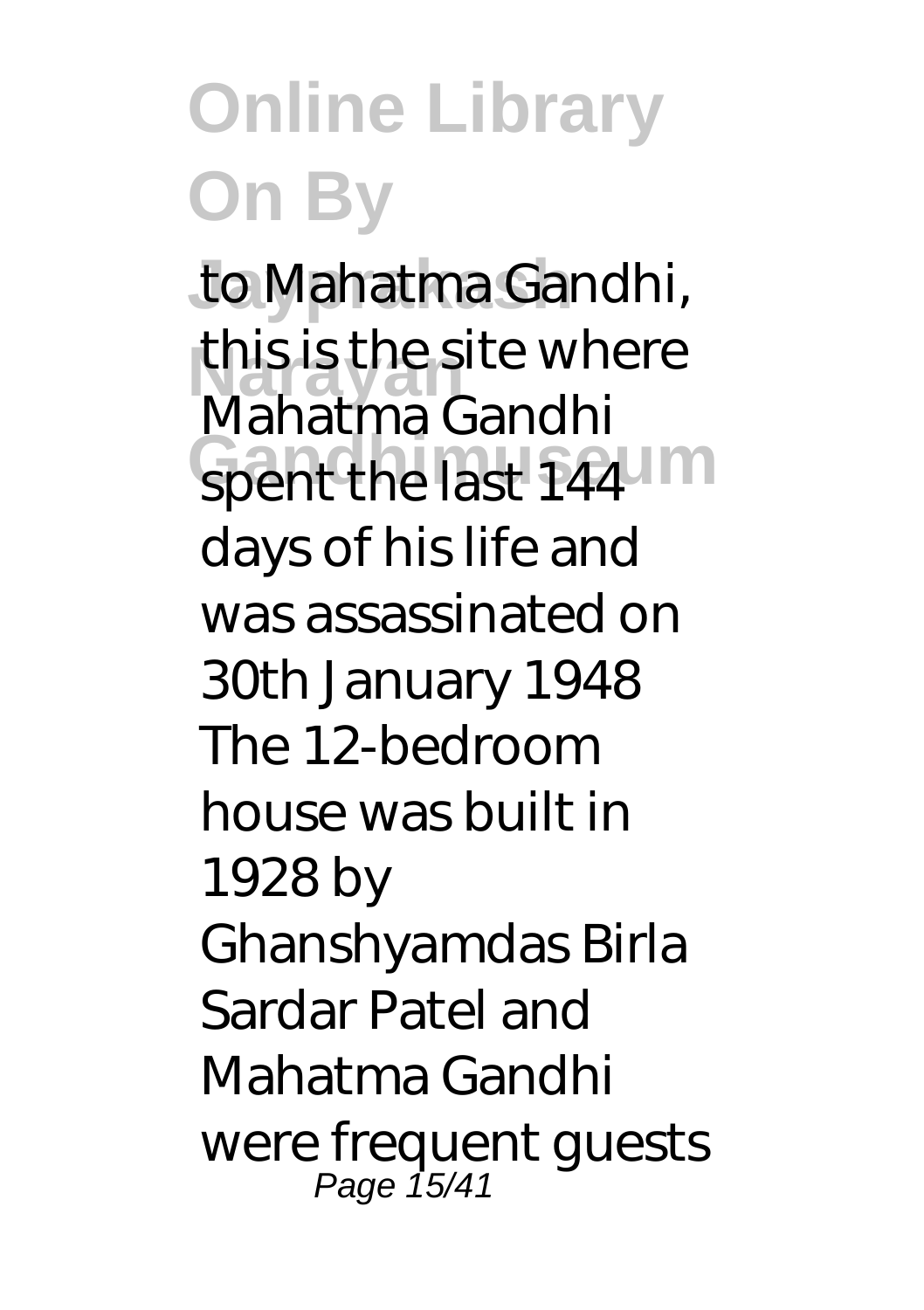to Mahatma Gandhi, this is the site where Mahatma Gandhi spent the last 144 days of his life and was assassinated on 30th January 1948 The 12-bedroom house was built in 1928 by Ghanshyamdas Birla Sardar Patel and Mahatma Gandhi were frequent guests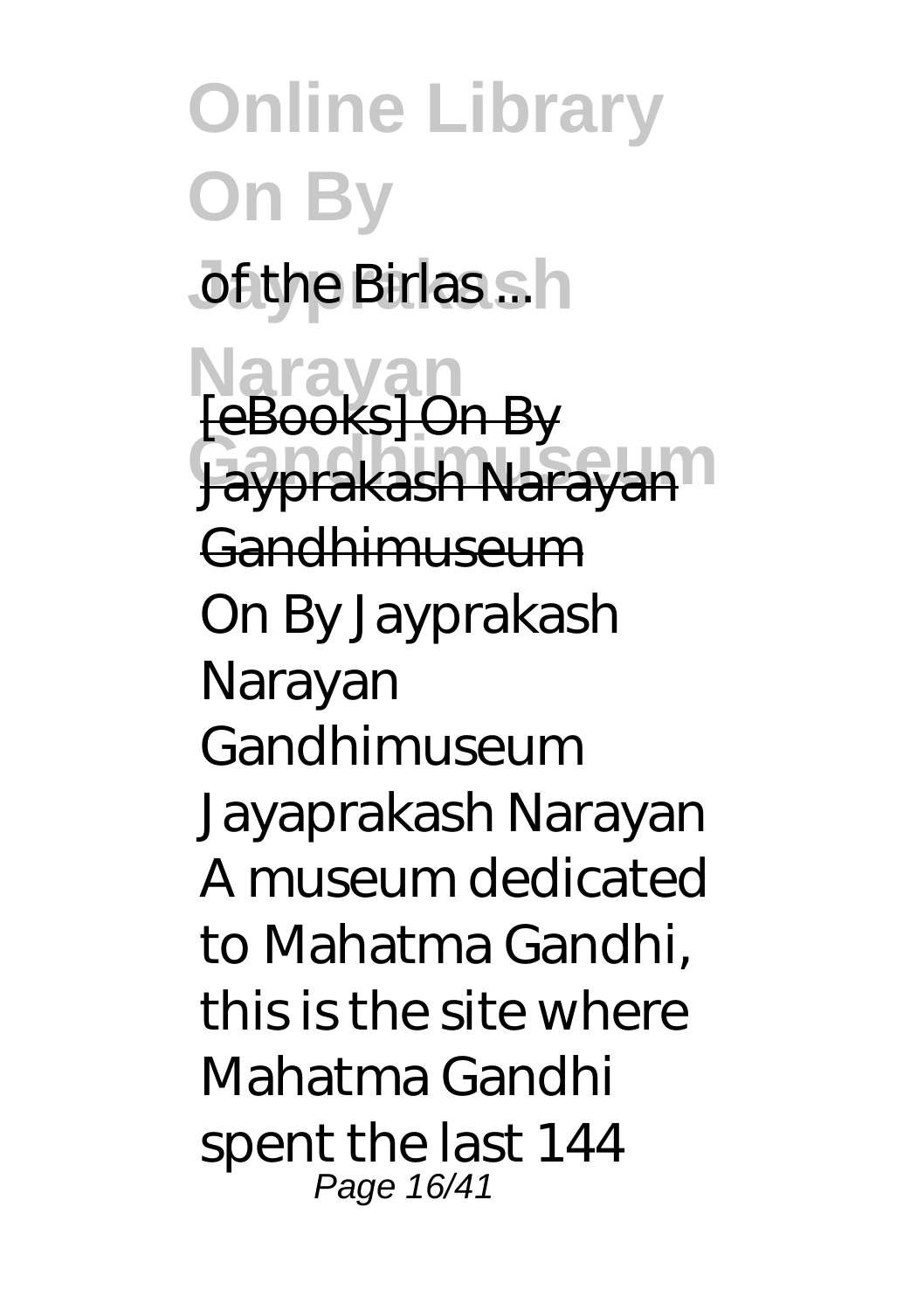of the Birlas ...

[eBooks] On By Jayprakash Narayan Gandhimuseum

On By Jayprakash Narayan Gandhimuseum Jayaprakash Narayan A museum dedicated to Mahatma Gandhi, this is the site where Mahatma Gandhi spent the last 144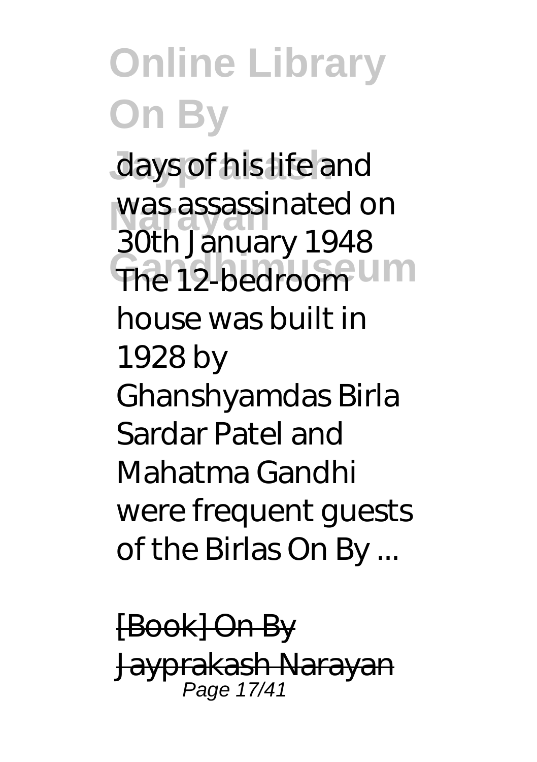days of his life and was assassinated on 30th January 1948 The 12-bedroom house was built in 1928 by Ghanshyamdas Birla Sardar Patel and Mahatma Gandhi were frequent guests of the Birlas On By ...

[Book] On By Jayprakash Narayan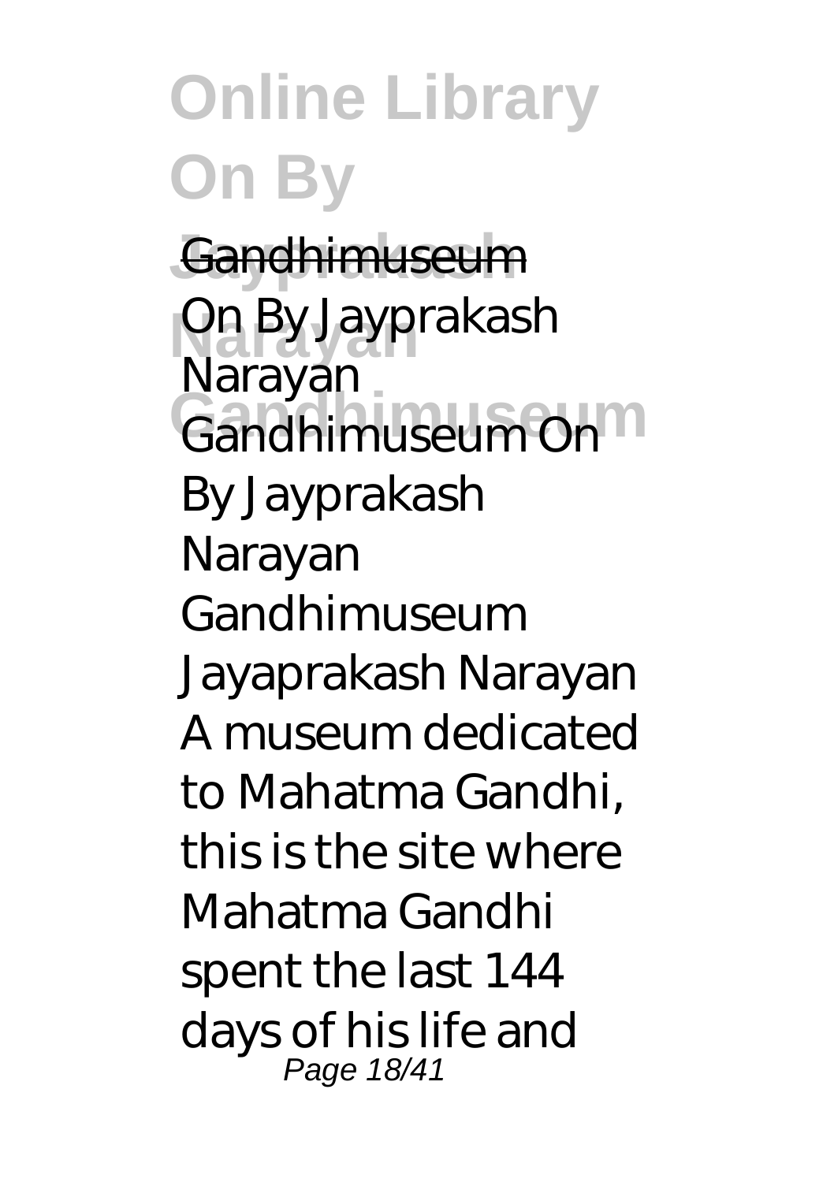Gandhimuseum

On By Jayprakash Narayan Gandhimuseum On By Jayprakash Narayan Gandhimuseum Jayaprakash Narayan A museum dedicated to Mahatma Gandhi, this is the site where Mahatma Gandhi spent the last 144 days of his life and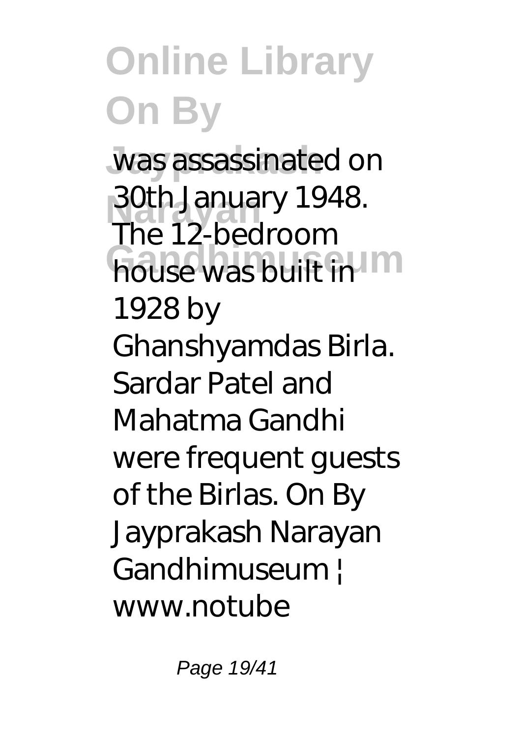was assassinated on 30th January 1948. The 12-bedroom house was built in 1928 by Ghanshyamdas Birla. Sardar Patel and Mahatma Gandhi were frequent guests of the Birlas. On By Jayprakash Narayan Gandhimuseum | www.notube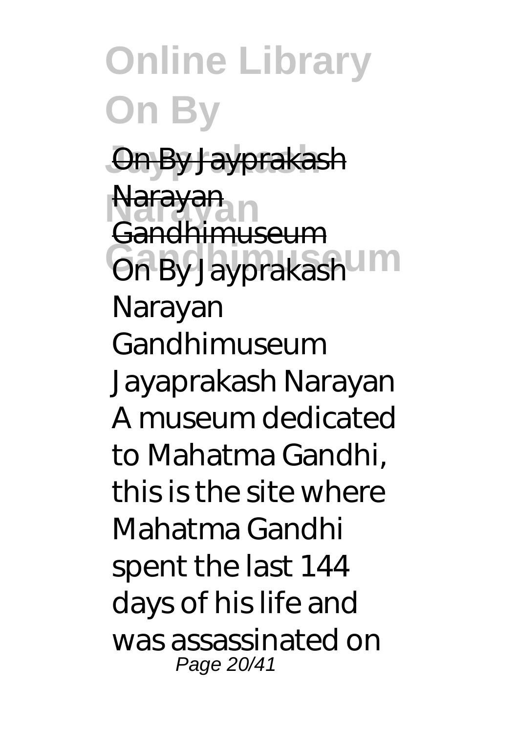On By Jayprakash Narayan Gandhimuseum

On By Jayprakash Narayan Gandhimuseum Jayaprakash Narayan A museum dedicated to Mahatma Gandhi, this is the site where Mahatma Gandhi spent the last 144 days of his life and was assassinated on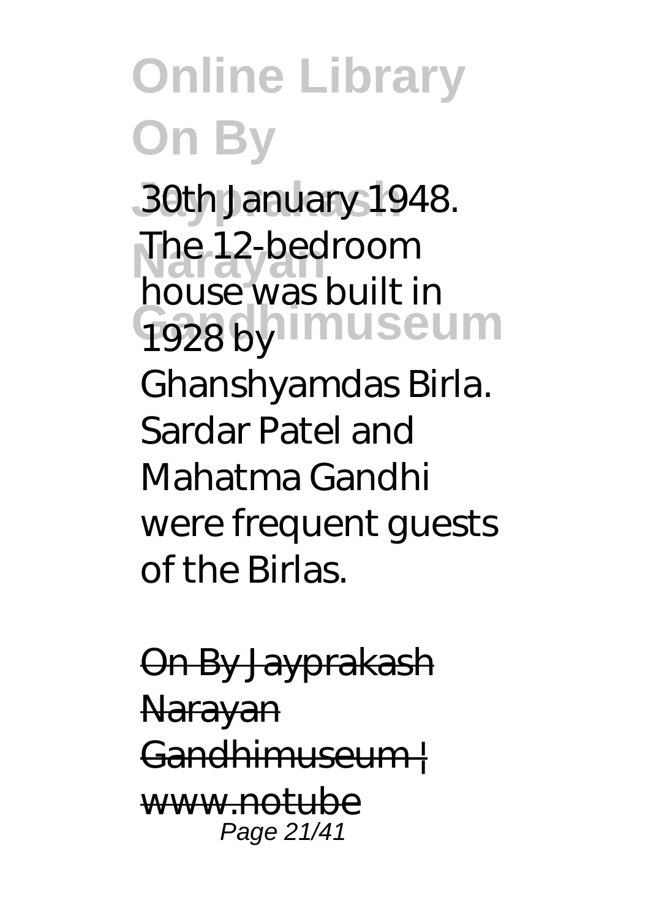30th January 1948. The 12-bedroom house was built in 1928 by Ghanshyamdas Birla. Sardar Patel and Mahatma Gandhi were frequent guests of the Birlas.

~~On By Jayprakash Narayan Gandhimuseum | www.notube~~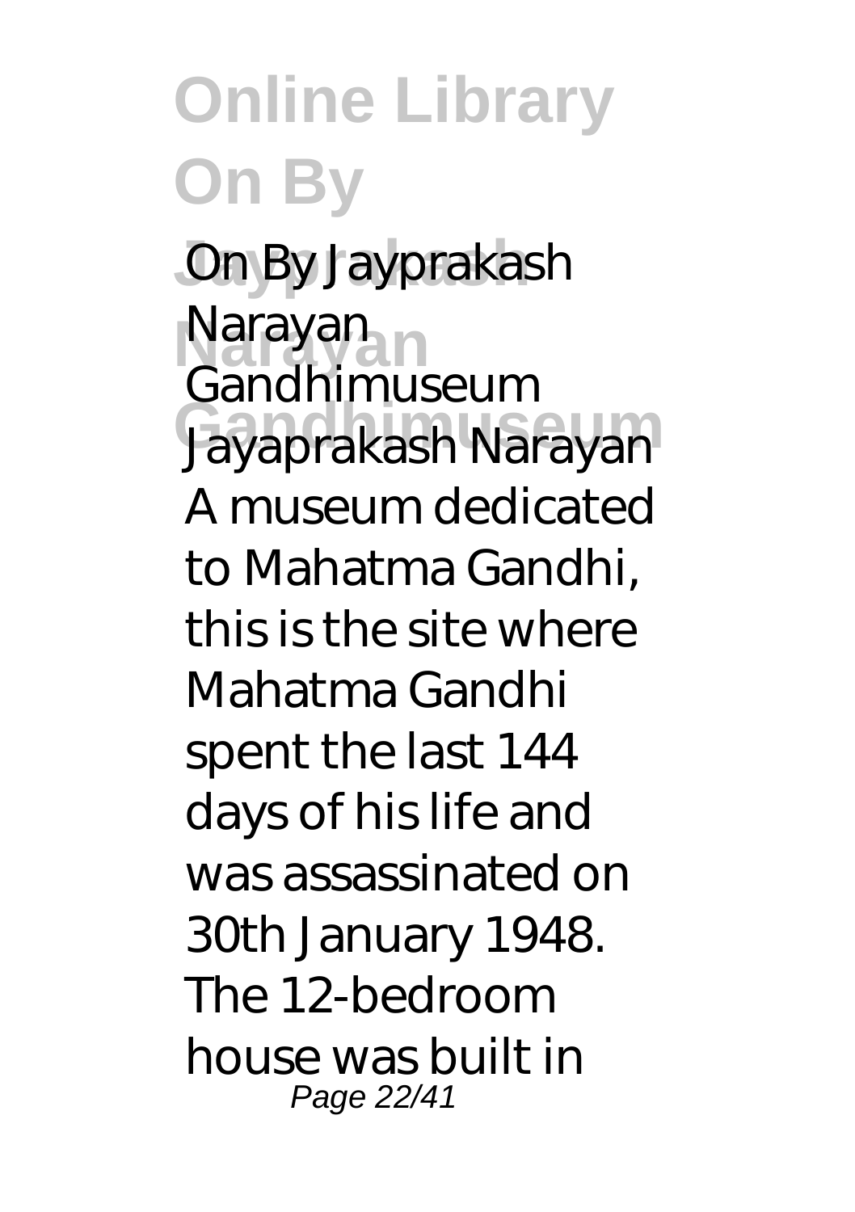*On By Jayprakash Narayan Gandhimuseum*

Jayaprakash Narayan A museum dedicated to Mahatma Gandhi, this is the site where Mahatma Gandhi spent the last 144 days of his life and was assassinated on 30th January 1948. The 12-bedroom house was built in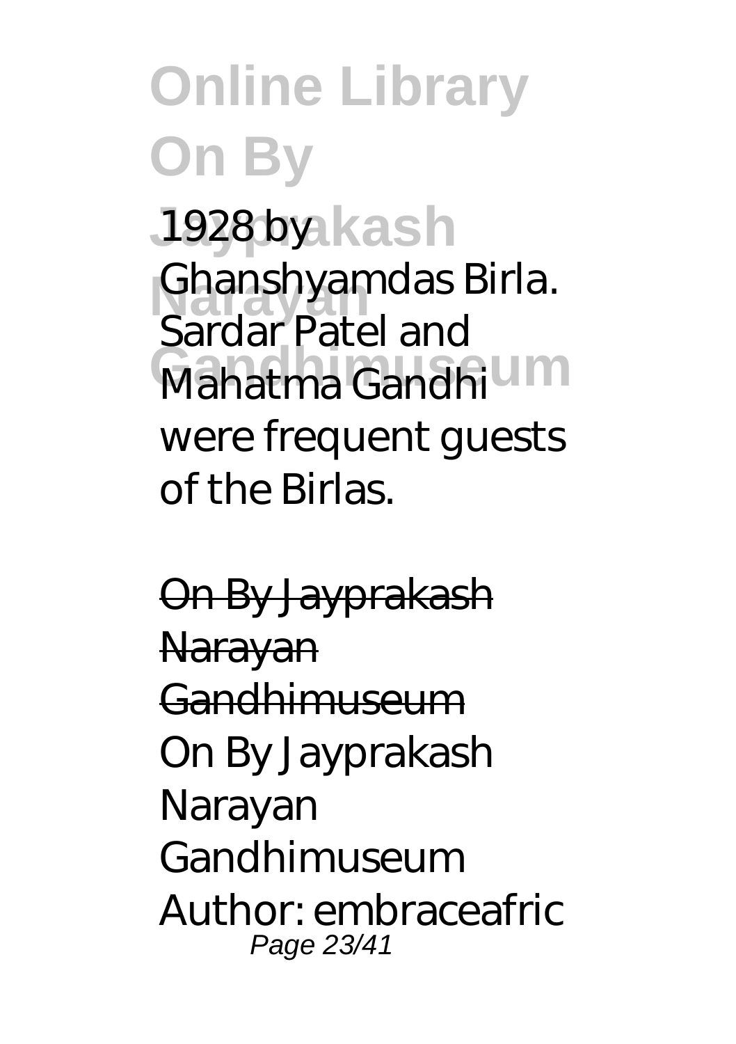1928 by Ghanshyamdas Birla. Sardar Patel and Mahatma Gandhi were frequent guests of the Birlas.

On By Jayprakash Narayan Gandhimuseum

On By Jayprakash Narayan Gandhimuseum Author: embraceafric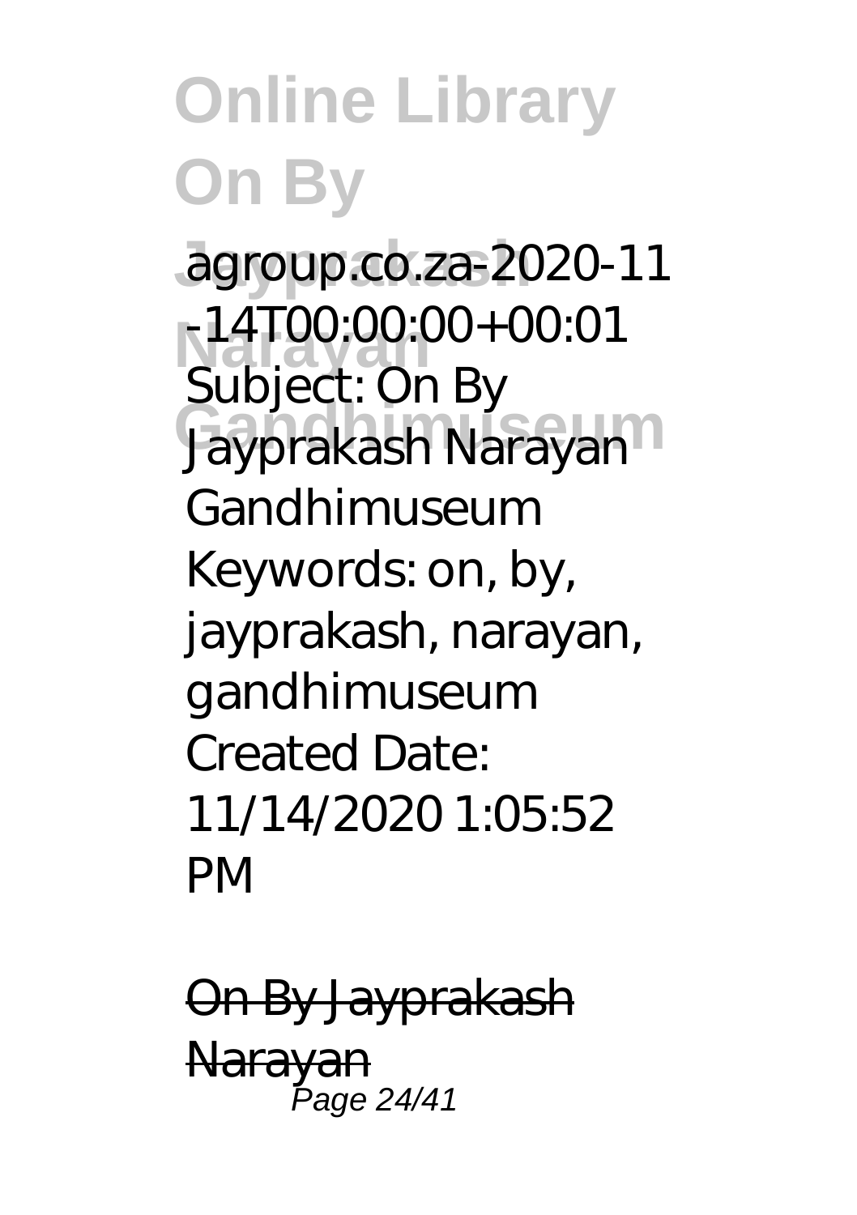agroup.co.za-2020-11-14T00:00:00+00:01 Subject: On By Jayprakash Narayan Gandhimuseum Keywords: on, by, jayprakash, narayan, gandhimuseum Created Date: 11/14/2020 1:05:52 PM

On By Jayprakash Narayan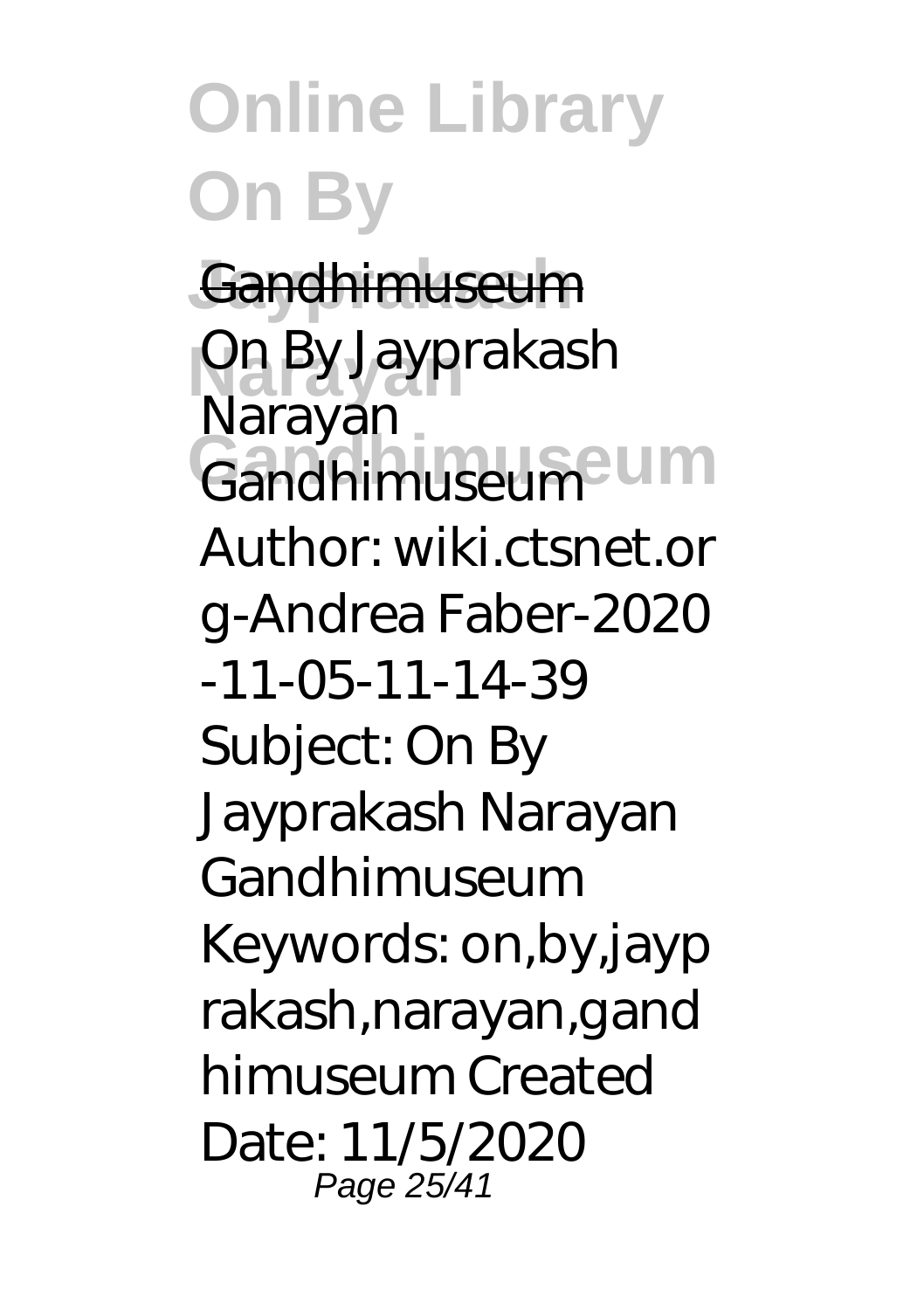Gandhimuseum

On By Jayprakash Narayan Gandhimuseum Author: wiki.ctsnet.org-Andrea Faber-2020-11-05-11-14-39 Subject: On By Jayprakash Narayan Gandhimuseum Keywords: on,by,jayprakash,narayan,gandhimuseum Created Date: 11/5/2020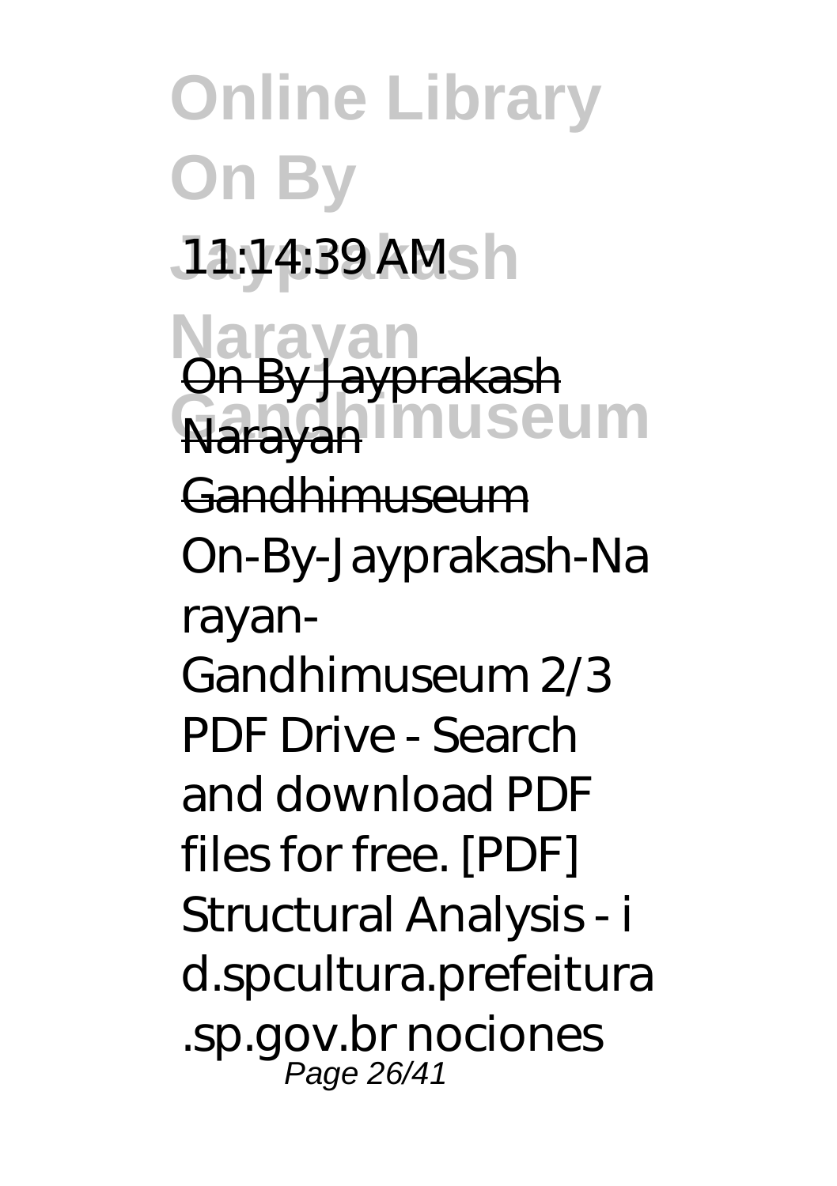11:14:39 AM

On By Jayprakash Narayan Gandhimuseum

On-By-Jayprakash-Narayan-Gandhimuseum 2/3 PDF Drive - Search and download PDF files for free. [PDF] Structural Analysis - id.spcultura.prefeitura.sp.gov.br nociones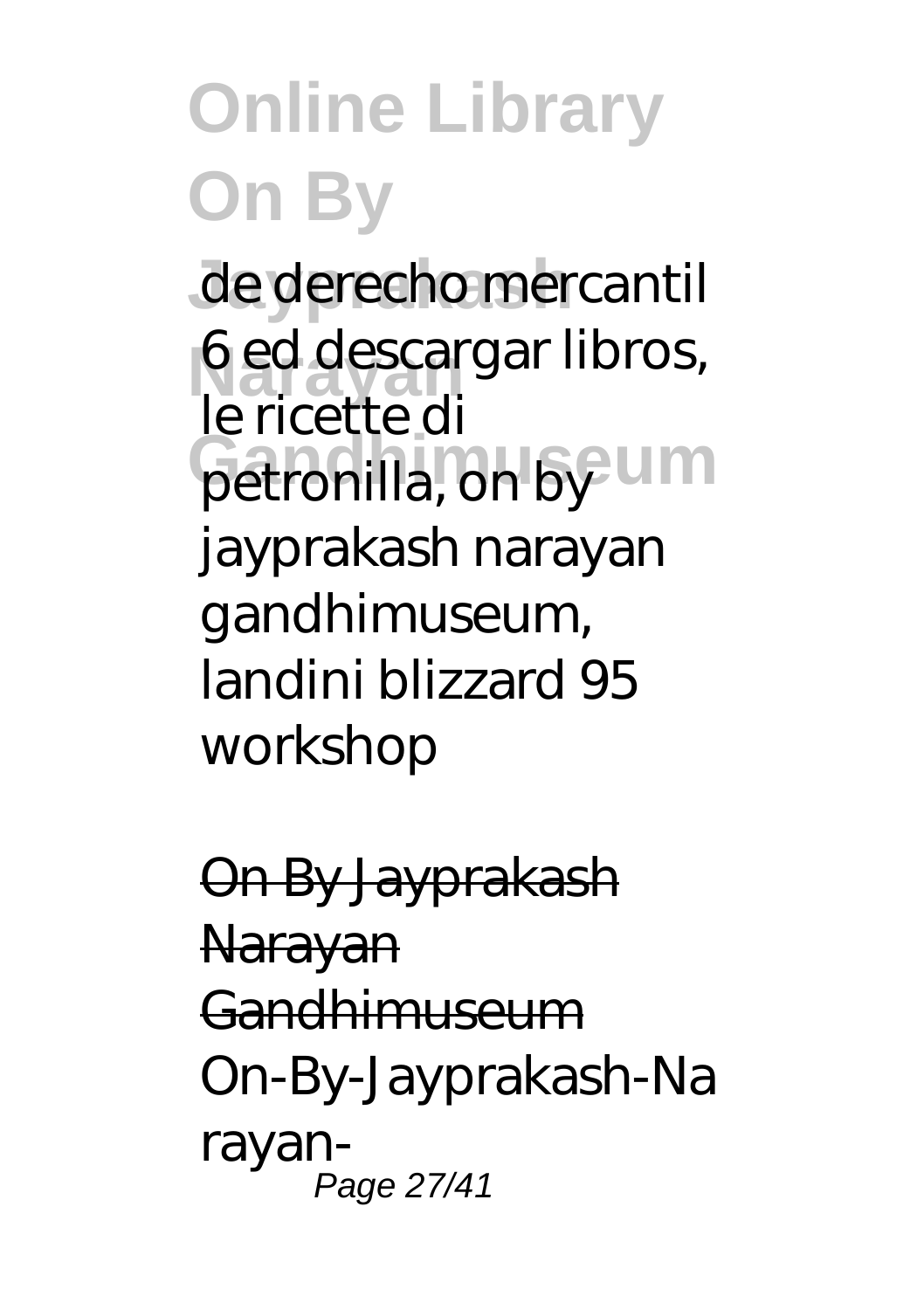de derecho mercantil 6 ed descargar libros, le ricette di petronilla, on by jayprakash narayan gandhimuseum, landini blizzard 95 workshop

On By Jayprakash Narayan Gandhimuseum

On-By-Jayprakash-Narayan-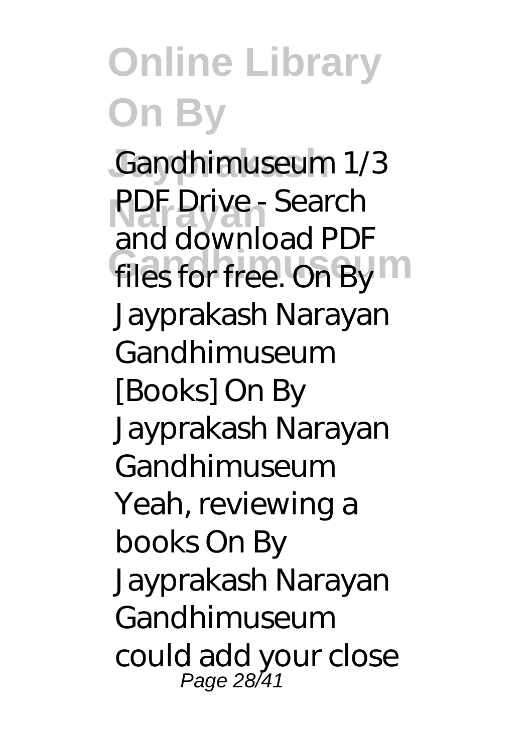Gandhimuseum 1/3 PDF Drive - Search and download PDF files for free. On By Jayprakash Narayan Gandhimuseum [Books] On By Jayprakash Narayan Gandhimuseum Yeah, reviewing a books On By Jayprakash Narayan Gandhimuseum could add your close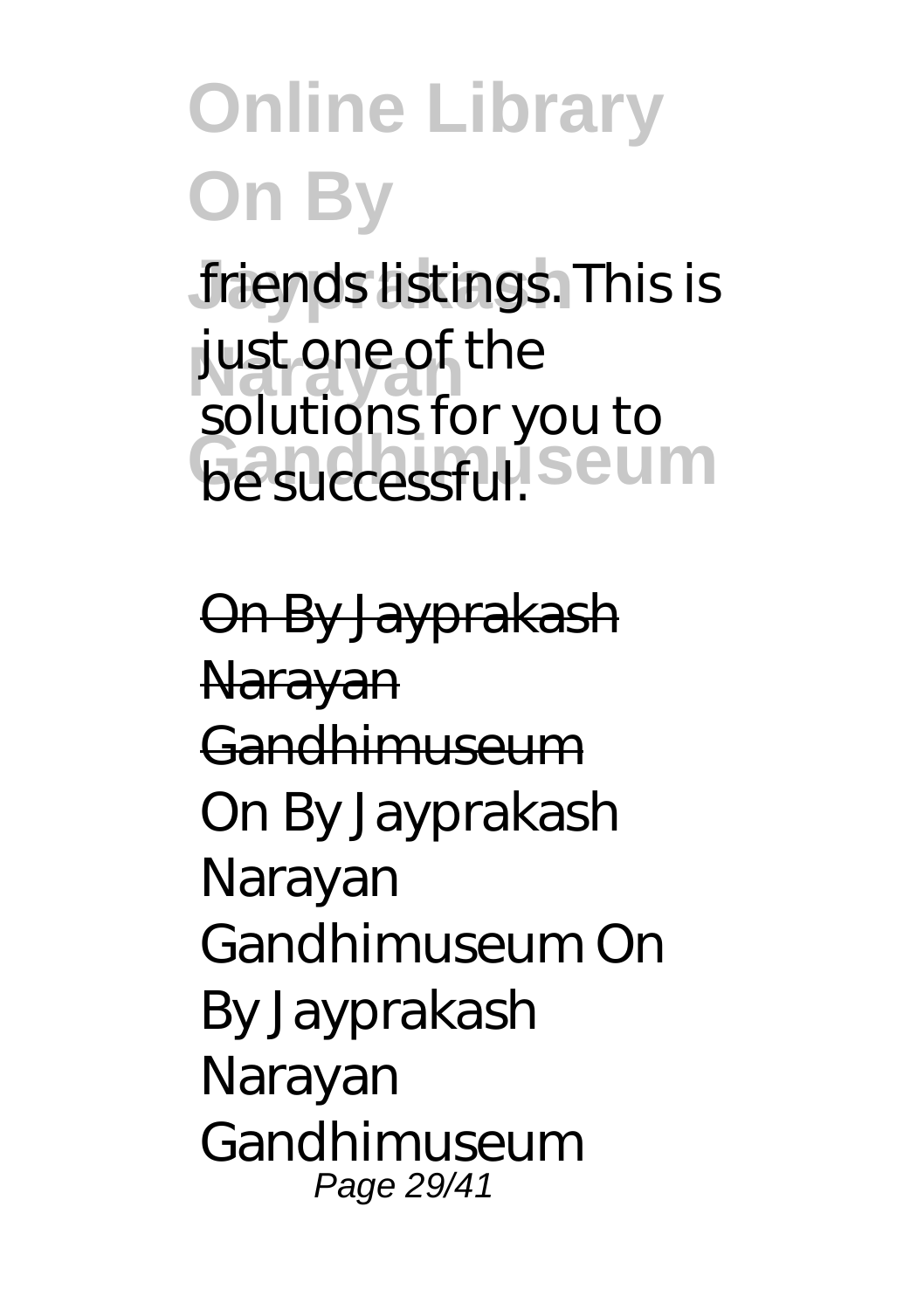friends listings. This is just one of the solutions for you to be successful.

~~On By Jayprakash Narayan Gandhimuseum~~

On By Jayprakash Narayan Gandhimuseum On By Jayprakash Narayan Gandhimuseum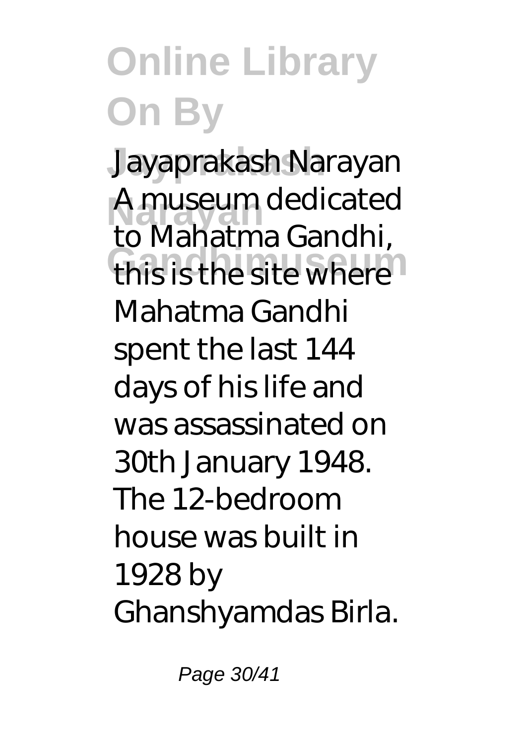Jayaprakash Narayan

A museum dedicated to Mahatma Gandhi, this is the site where Mahatma Gandhi spent the last 144 days of his life and was assassinated on 30th January 1948. The 12-bedroom house was built in 1928 by Ghanshyamdas Birla.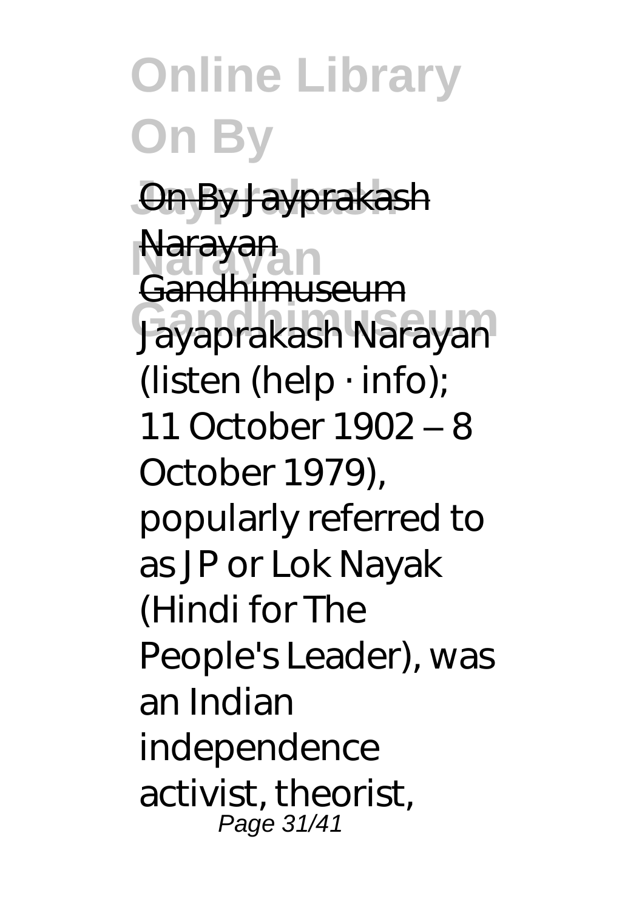On By Jayprakash Narayan Gandhimuseum

Jayaprakash Narayan (listen (help · info); 11 October 1902 – 8 October 1979), popularly referred to as JP or Lok Nayak (Hindi for The People's Leader), was an Indian independence activist, theorist,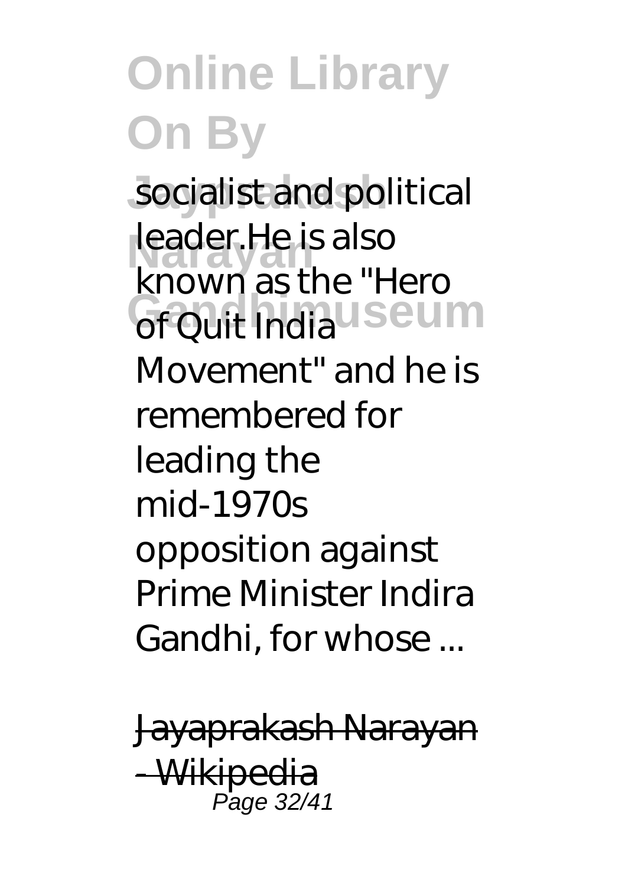socialist and political leader.He is also known as the "Hero of Quit India Movement" and he is remembered for leading the mid-1970s opposition against Prime Minister Indira Gandhi, for whose ...

Jayaprakash Narayan - Wikipedia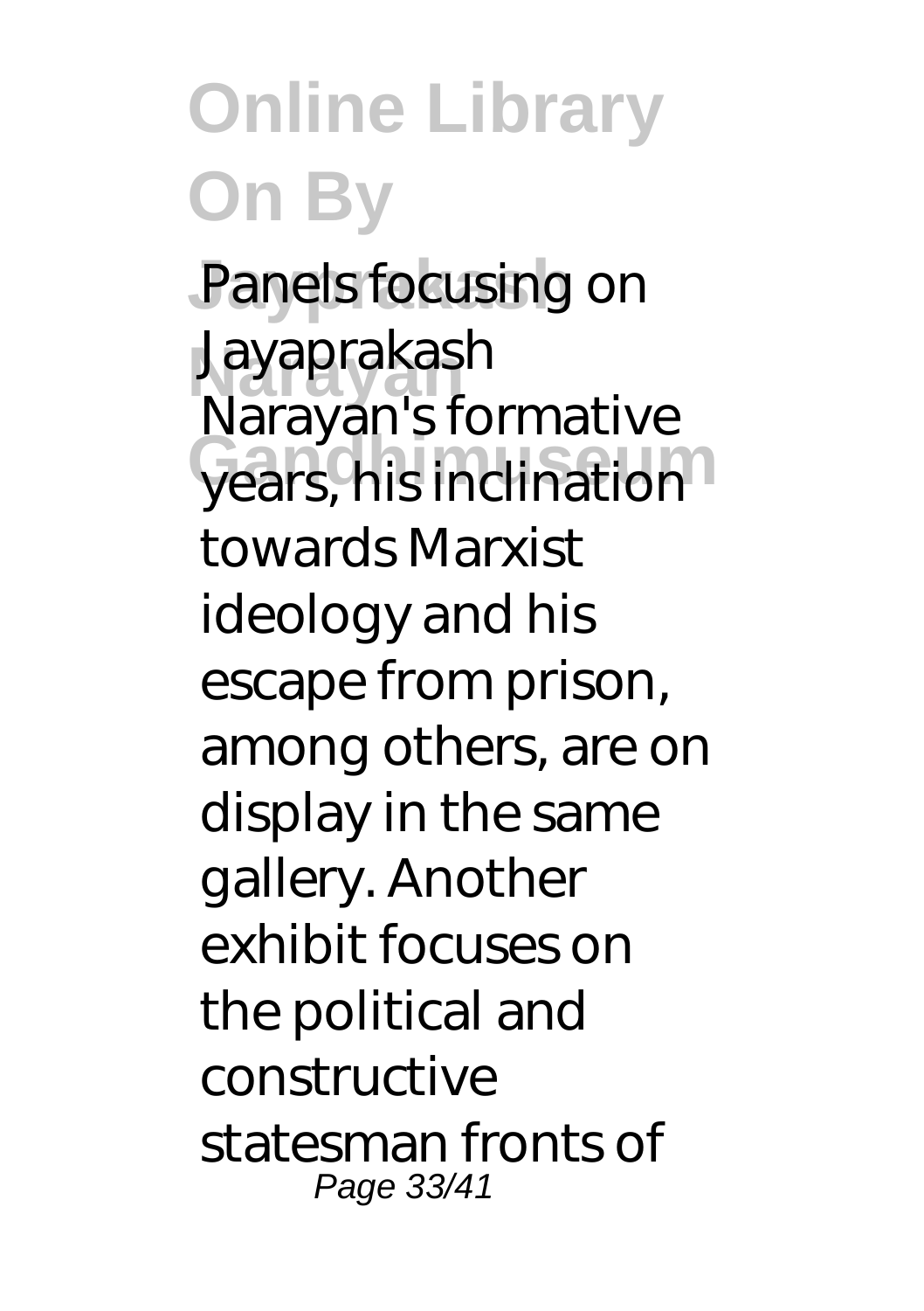Panels focusing on Jayaprakash Narayan's formative years, his inclination towards Marxist ideology and his escape from prison, among others, are on display in the same gallery. Another exhibit focuses on the political and constructive statesman fronts of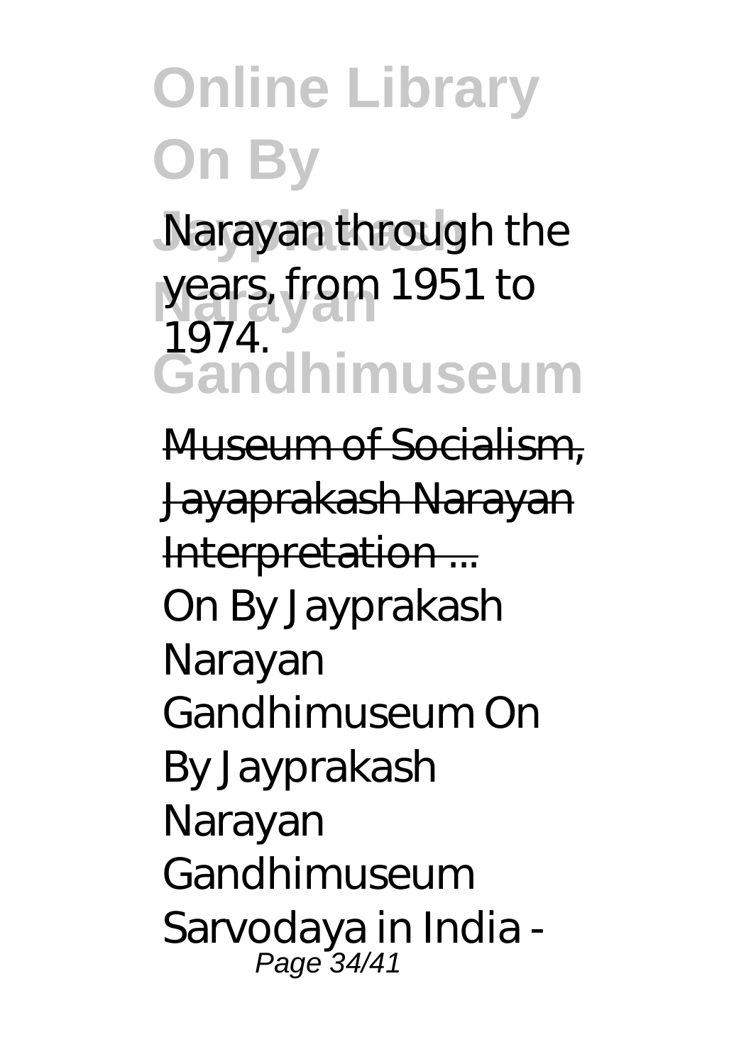Narayan through the years, from 1951 to 1974.

Museum of Socialism, Jayaprakash Narayan Interpretation ...

On By Jayprakash Narayan Gandhimuseum On By Jayprakash Narayan Gandhimuseum Sarvodaya in India -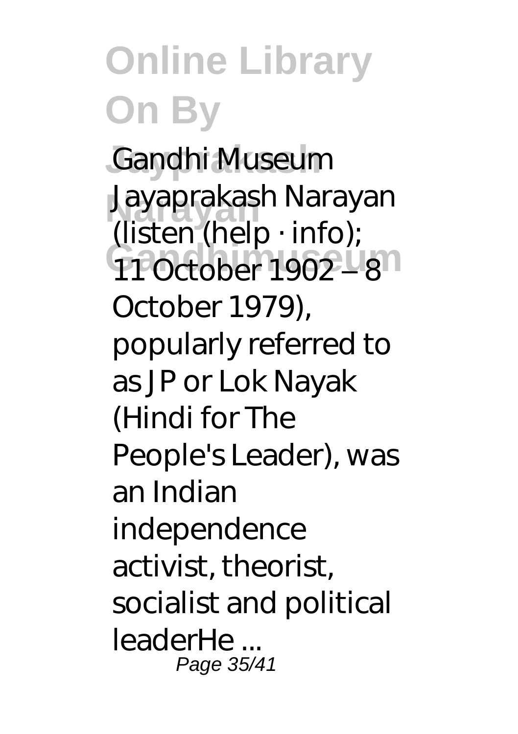Gandhi Museum

Jayaprakash Narayan (listen (help · info); 11 October 1902 – 8 October 1979), popularly referred to as JP or Lok Nayak (Hindi for The People's Leader), was an Indian independence activist, theorist, socialist and political leaderHe ...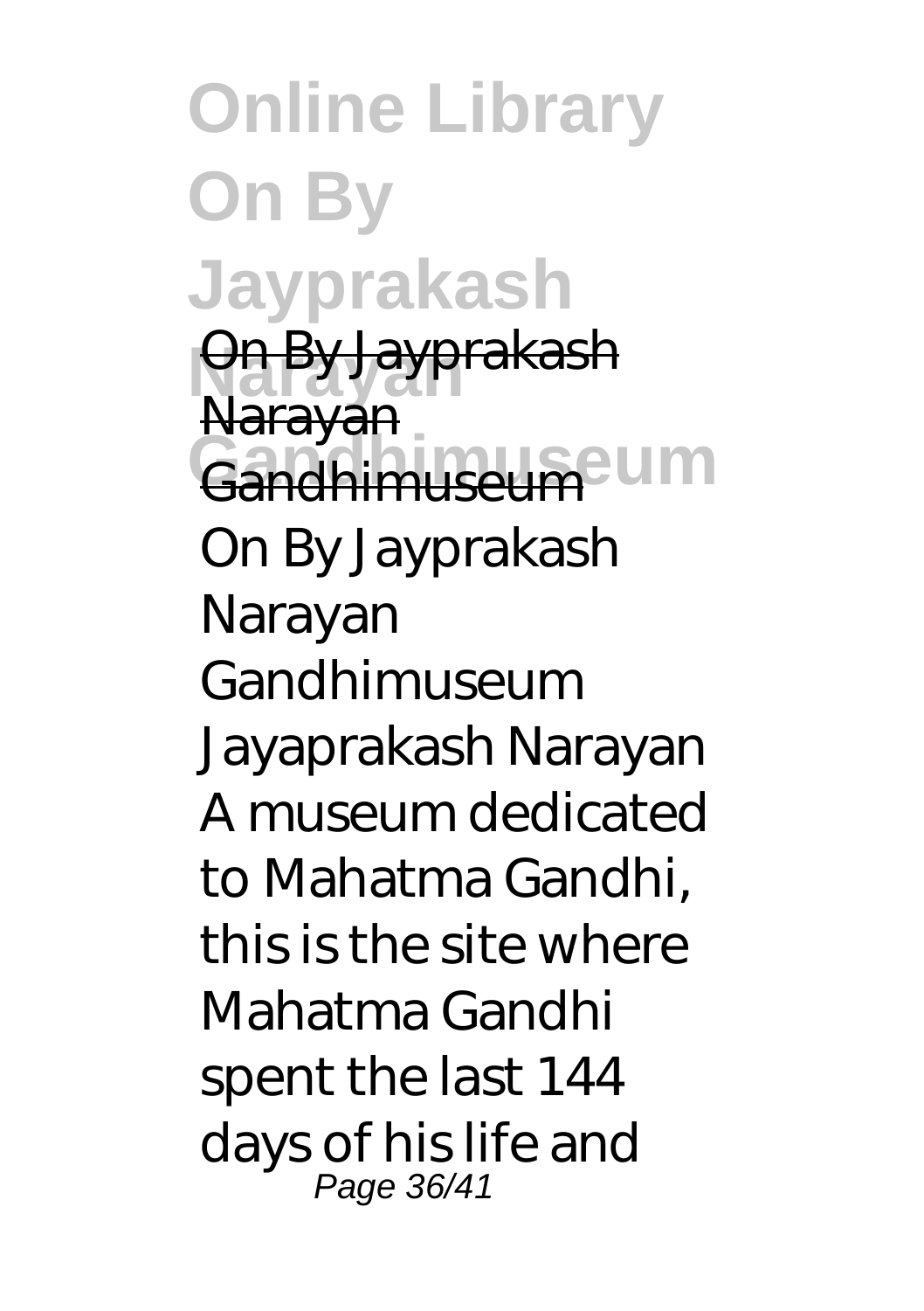**On By Jayprakash Narayan Gandhimuseum**

On By Jayprakash Narayan Gandhimuseum

On By Jayprakash Narayan Gandhimuseum Jayaprakash Narayan A museum dedicated to Mahatma Gandhi, this is the site where Mahatma Gandhi spent the last 144 days of his life and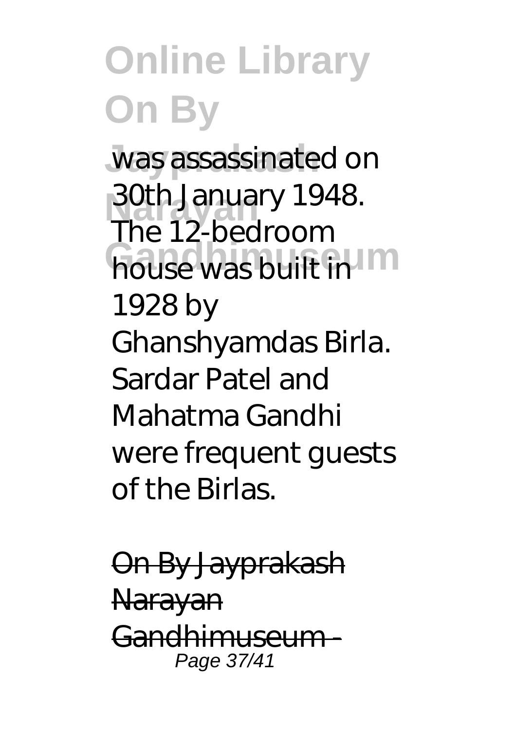was assassinated on 30th January 1948. The 12-bedroom house was built in 1928 by Ghanshyamdas Birla. Sardar Patel and Mahatma Gandhi were frequent guests of the Birlas.

~~On By Jayprakash Narayan Gandhimuseum -~~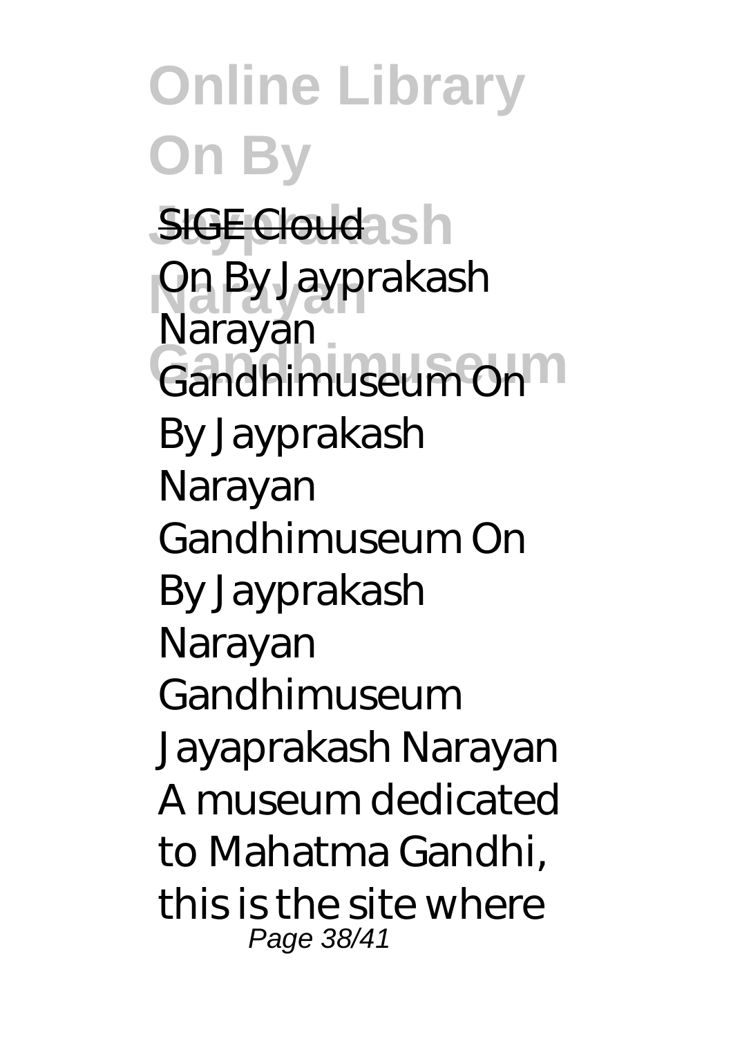SIGE Cloud

On By Jayprakash Narayan Gandhimuseum On By Jayprakash Narayan Gandhimuseum On By Jayprakash Narayan Gandhimuseum Jayaprakash Narayan A museum dedicated to Mahatma Gandhi, this is the site where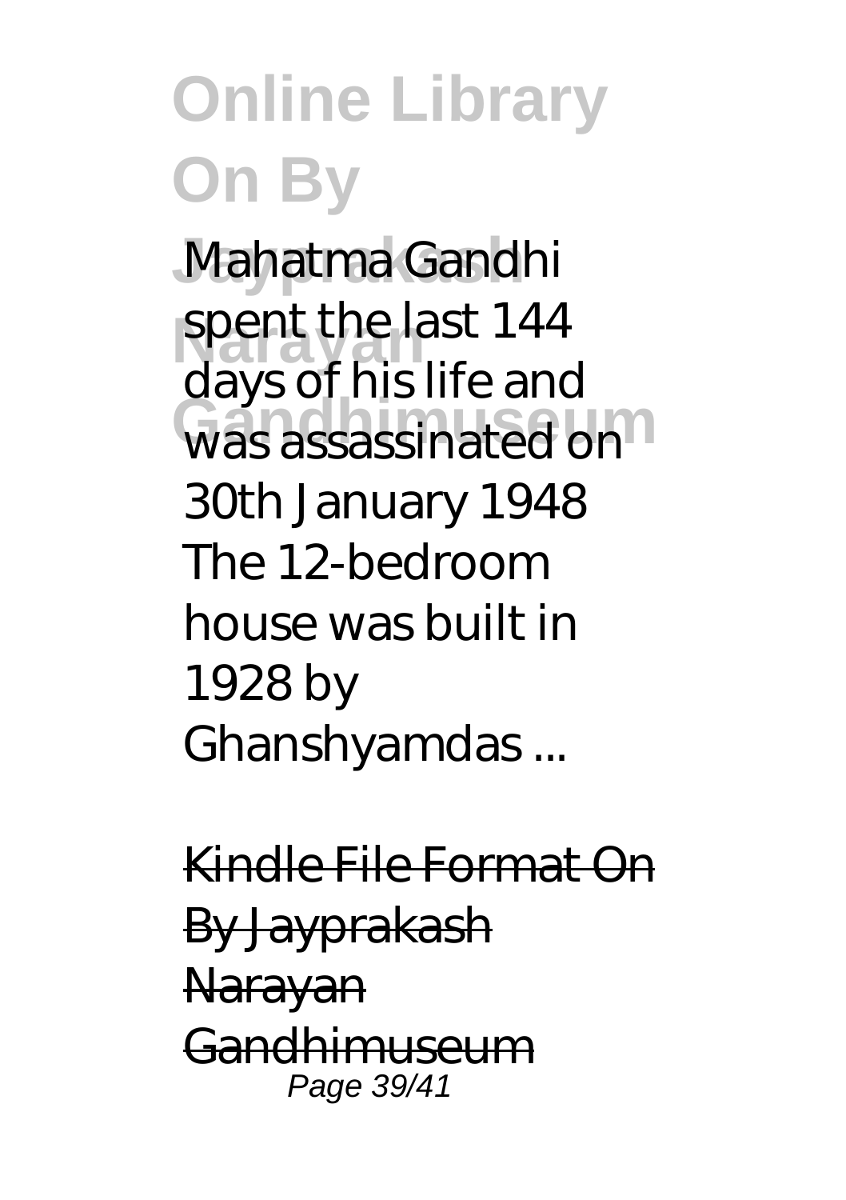Mahatma Gandhi spent the last 144 days of his life and was assassinated on 30th January 1948 The 12-bedroom house was built in 1928 by Ghanshyamdas ...

Kindle File Format On By Jayprakash Narayan Gandhimuseum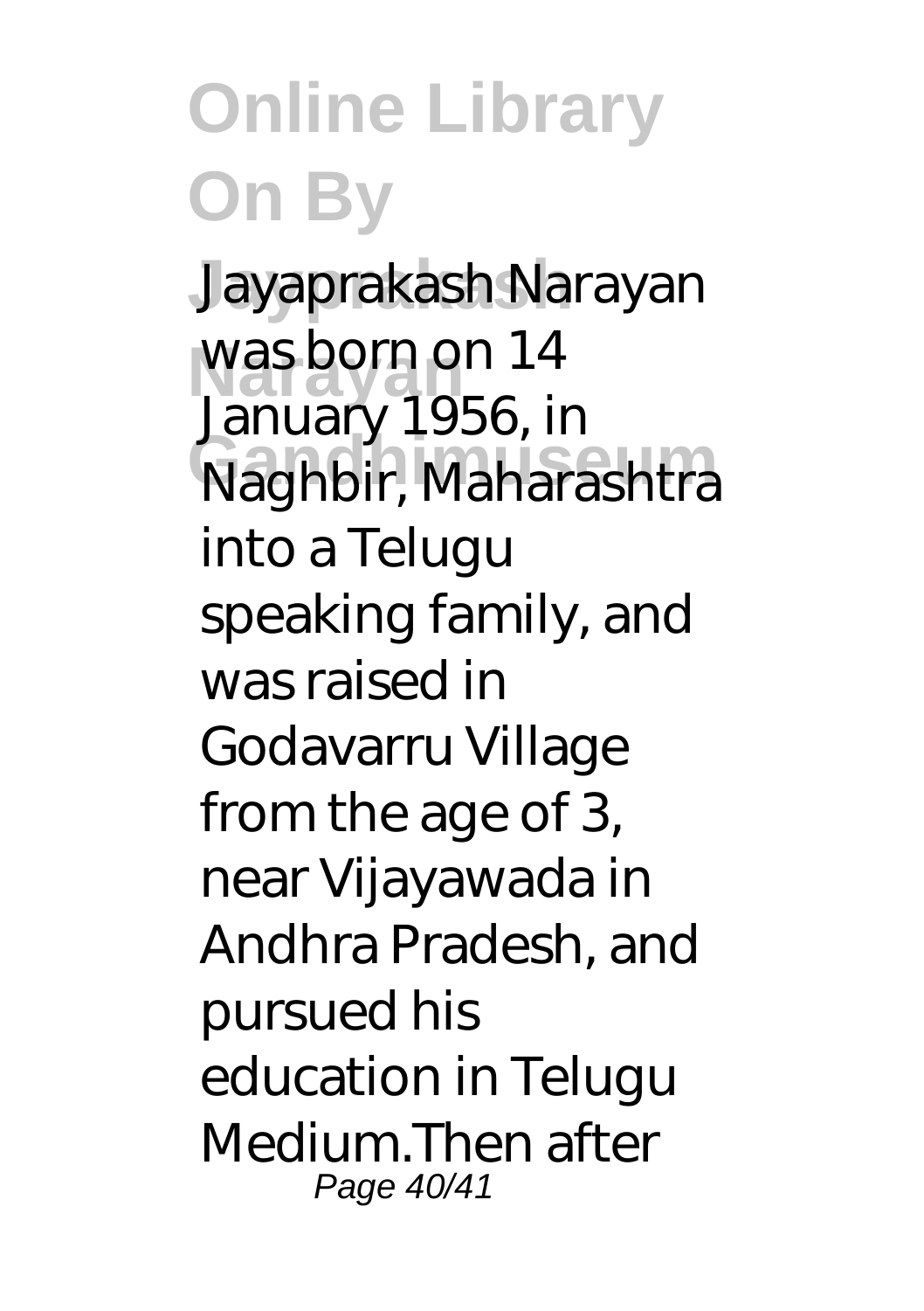Jayaprakash Narayan was born on 14 January 1956, in Naghbir, Maharashtra into a Telugu speaking family, and was raised in Godavarru Village from the age of 3, near Vijayawada in Andhra Pradesh, and pursued his education in Telugu Medium.Then after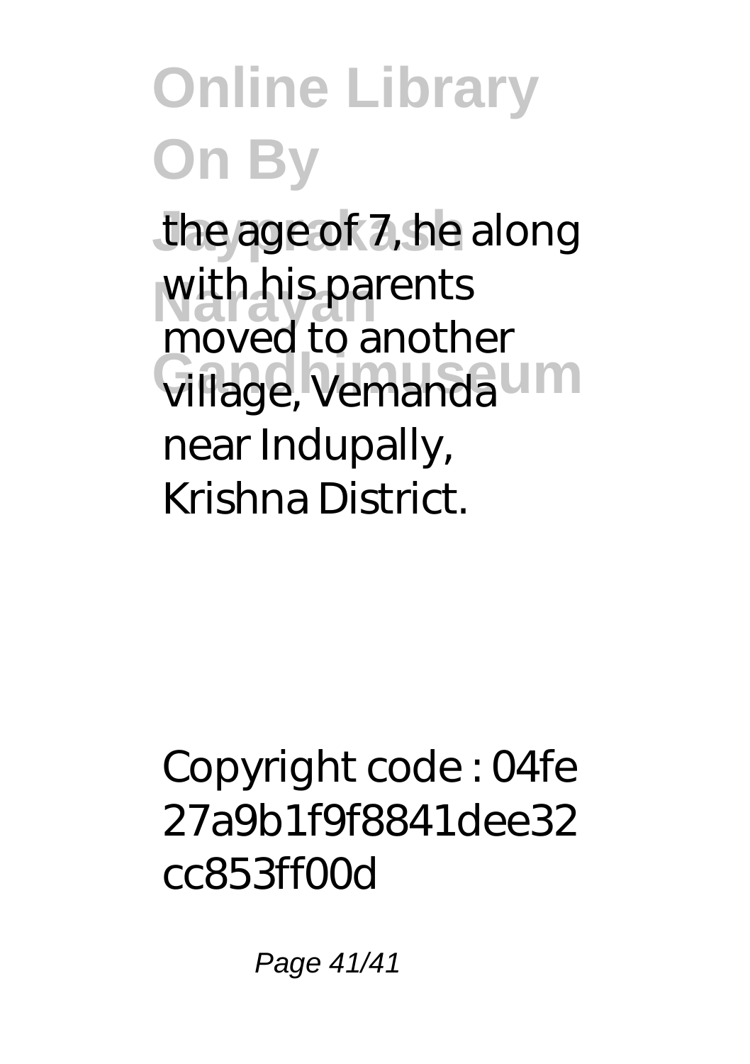the age of 7, he along with his parents moved to another village, Vemanda near Indupally, Krishna District.

Copyright code : 04fe27a9b1f9f8841dee32cc853ff00d